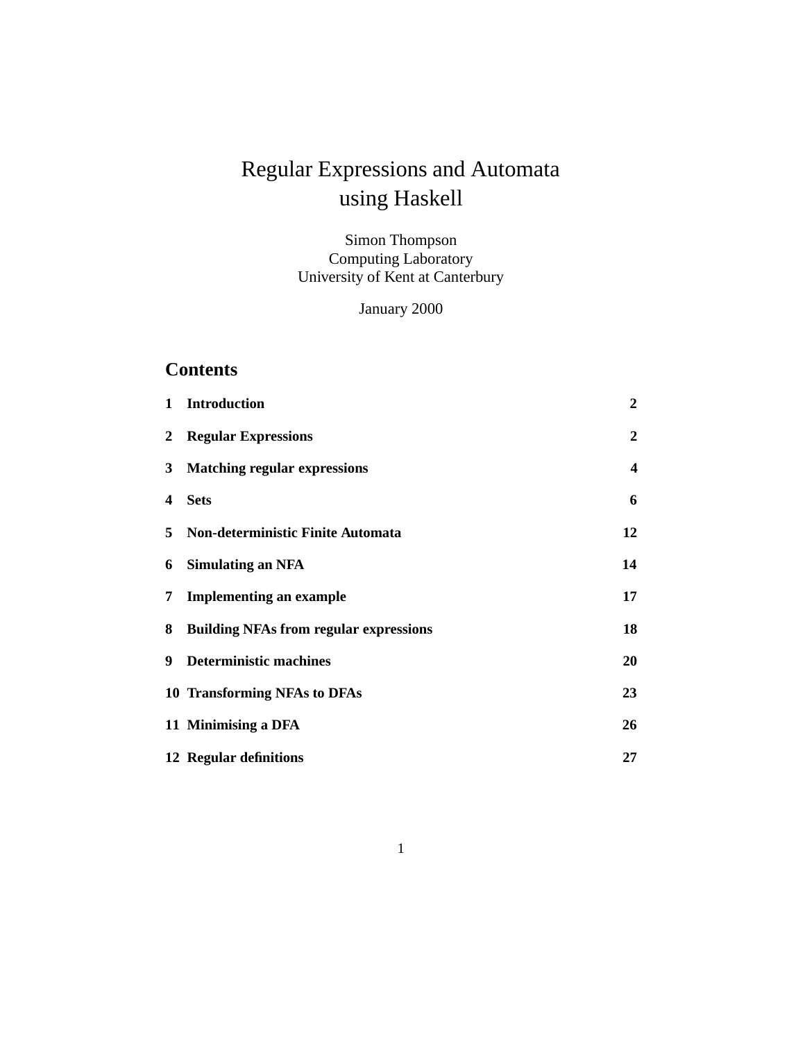# Regular Expressions and Automata using Haskell

Simon Thompson
Computing Laboratory
University of Kent at Canterbury

January 2000

## Contents

| | | |
|---|---|---|
| **1** | **Introduction** | **2** |
| **2** | **Regular Expressions** | **2** |
| **3** | **Matching regular expressions** | **4** |
| **4** | **Sets** | **6** |
| **5** | **Non-deterministic Finite Automata** | **12** |
| **6** | **Simulating an NFA** | **14** |
| **7** | **Implementing an example** | **17** |
| **8** | **Building NFAs from regular expressions** | **18** |
| **9** | **Deterministic machines** | **20** |
| **10** | **Transforming NFAs to DFAs** | **23** |
| **11** | **Minimising a DFA** | **26** |
| **12** | **Regular definitions** | **27** |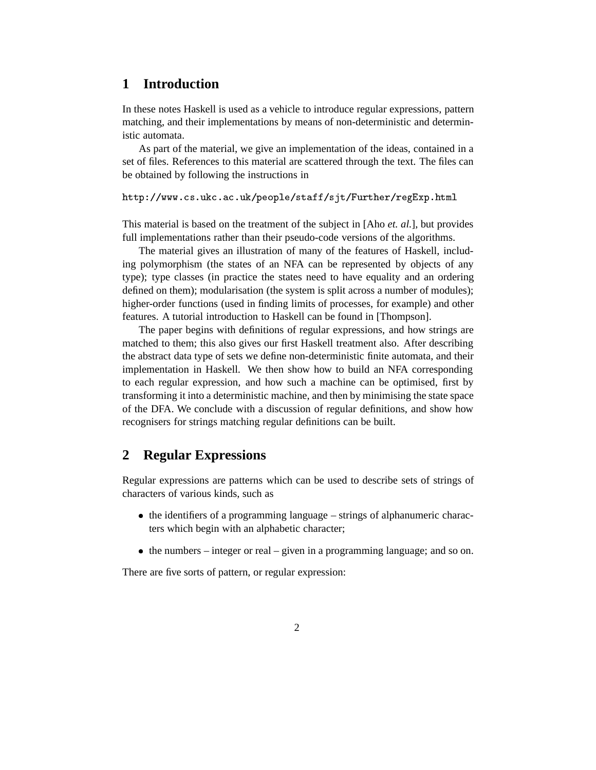# 1 Introduction

In these notes Haskell is used as a vehicle to introduce regular expressions, pattern matching, and their implementations by means of non-deterministic and deterministic automata.

As part of the material, we give an implementation of the ideas, contained in a set of files. References to this material are scattered through the text. The files can be obtained by following the instructions in

```
http://www.cs.ukc.ac.uk/people/staff/sjt/Further/regExp.html
```

This material is based on the treatment of the subject in [Aho *et. al.*], but provides full implementations rather than their pseudo-code versions of the algorithms.

The material gives an illustration of many of the features of Haskell, including polymorphism (the states of an NFA can be represented by objects of any type); type classes (in practice the states need to have equality and an ordering defined on them); modularisation (the system is split across a number of modules); higher-order functions (used in finding limits of processes, for example) and other features. A tutorial introduction to Haskell can be found in [Thompson].

The paper begins with definitions of regular expressions, and how strings are matched to them; this also gives our first Haskell treatment also. After describing the abstract data type of sets we define non-deterministic finite automata, and their implementation in Haskell. We then show how to build an NFA corresponding to each regular expression, and how such a machine can be optimised, first by transforming it into a deterministic machine, and then by minimising the state space of the DFA. We conclude with a discussion of regular definitions, and show how recognisers for strings matching regular definitions can be built.

# 2 Regular Expressions

Regular expressions are patterns which can be used to describe sets of strings of characters of various kinds, such as

- the identifiers of a programming language – strings of alphanumeric characters which begin with an alphabetic character;
- the numbers – integer or real – given in a programming language; and so on.

There are five sorts of pattern, or regular expression: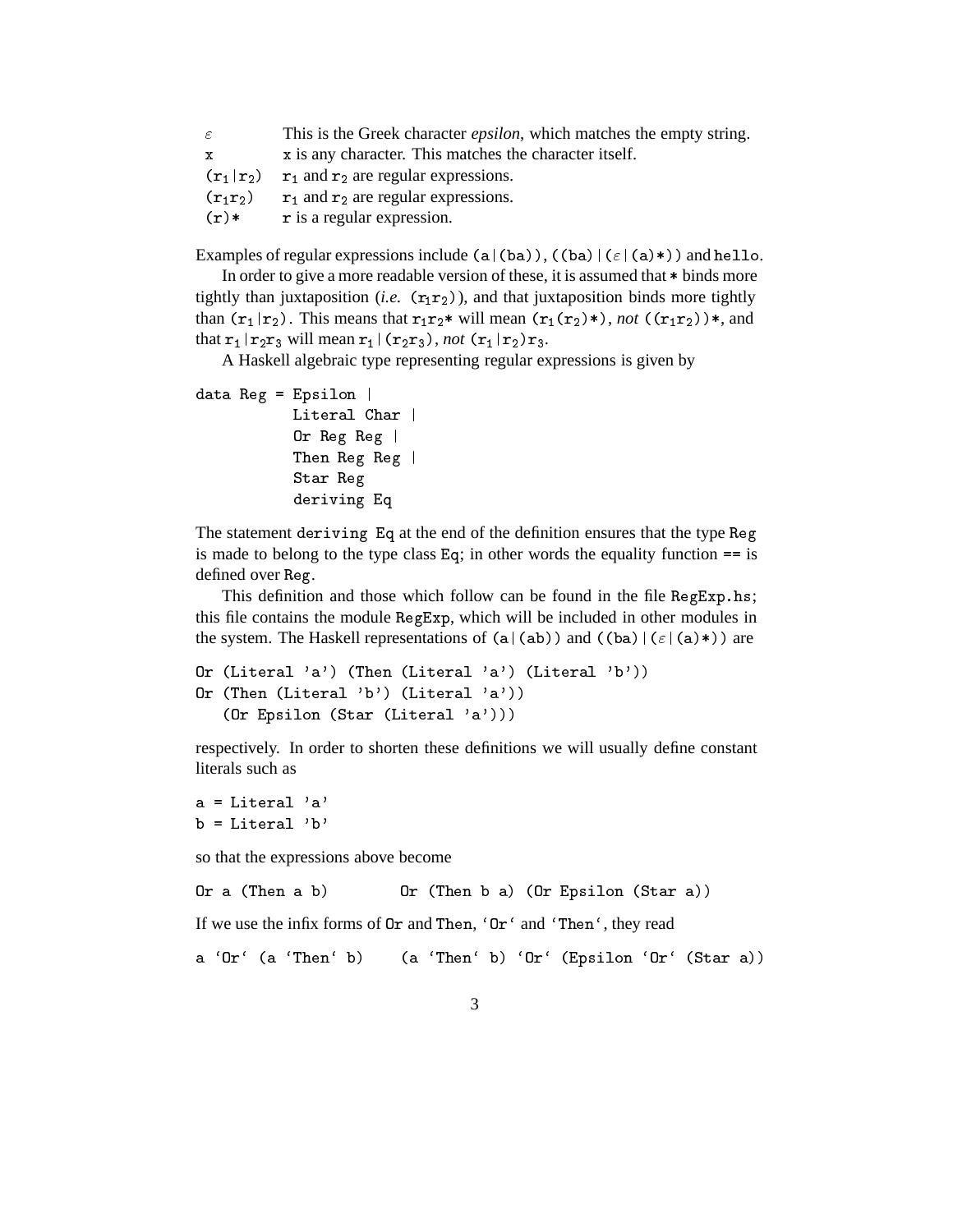| | |
|---|---|
| $\varepsilon$ | This is the Greek character *epsilon*, which matches the empty string. |
| `x` | `x` is any character. This matches the character itself. |
| $(r_1 \mid r_2)$ | $r_1$ and $r_2$ are regular expressions. |
| $(r_1 r_2)$ | $r_1$ and $r_2$ are regular expressions. |
| `(r)*` | `r` is a regular expression. |

Examples of regular expressions include `(a|(ba))`, $((\mathtt{ba})|(\varepsilon|(\mathtt{a})*))$ and `hello`.

In order to give a more readable version of these, it is assumed that `*` binds more tightly than juxtaposition (*i.e.* $(r_1 r_2)$), and that juxtaposition binds more tightly than $(r_1|r_2)$. This means that $r_1 r_2*$ will mean $(r_1(r_2)*)$, *not* $((r_1 r_2))*$, and that $r_1|r_2 r_3$ will mean $r_1|(r_2 r_3)$, *not* $(r_1|r_2)r_3$.

A Haskell algebraic type representing regular expressions is given by

```
data Reg = Epsilon |
           Literal Char |
           Or Reg Reg |
           Then Reg Reg |
           Star Reg
           deriving Eq
```

The statement `deriving Eq` at the end of the definition ensures that the type `Reg` is made to belong to the type class `Eq`; in other words the equality function `==` is defined over `Reg`.

This definition and those which follow can be found in the file `RegExp.hs`; this file contains the module `RegExp`, which will be included in other modules in the system. The Haskell representations of `(a|(ab))` and $((\mathtt{ba})|(\varepsilon|(\mathtt{a})*))$ are

```
Or (Literal 'a') (Then (Literal 'a') (Literal 'b'))
Or (Then (Literal 'b') (Literal 'a'))
   (Or Epsilon (Star (Literal 'a')))
```

respectively. In order to shorten these definitions we will usually define constant literals such as

```
a = Literal 'a'
b = Literal 'b'
```

so that the expressions above become

```
Or a (Then a b)         Or (Then b a) (Or Epsilon (Star a))
```

If we use the infix forms of `Or` and `Then`, `` `Or` `` and `` `Then` ``, they read

```
a `Or` (a `Then` b)     (a `Then` b) `Or` (Epsilon `Or` (Star a))
```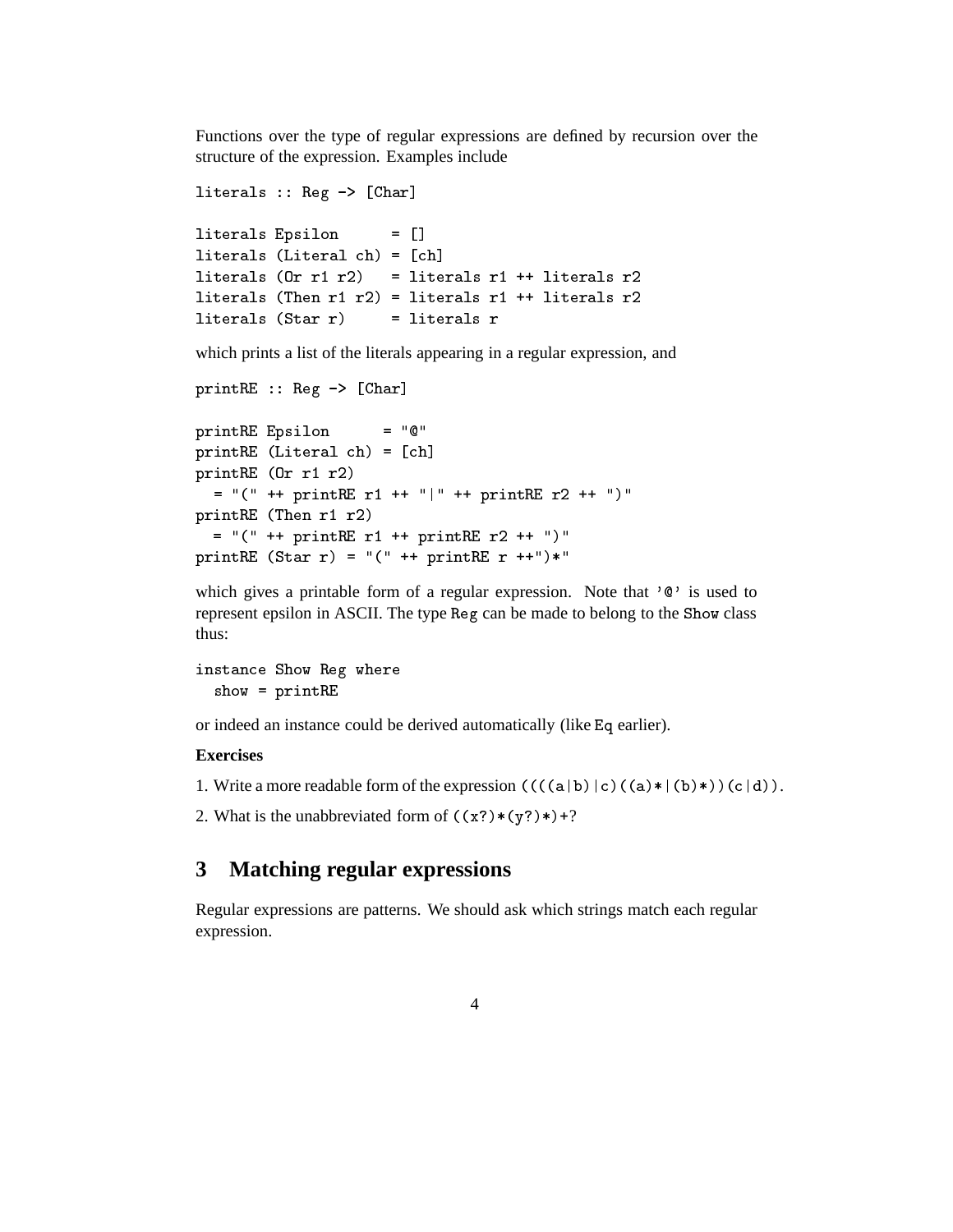Functions over the type of regular expressions are defined by recursion over the structure of the expression. Examples include

```
literals :: Reg -> [Char]

literals Epsilon      = []
literals (Literal ch) = [ch]
literals (Or r1 r2)   = literals r1 ++ literals r2
literals (Then r1 r2) = literals r1 ++ literals r2
literals (Star r)     = literals r
```

which prints a list of the literals appearing in a regular expression, and

```
printRE :: Reg -> [Char]

printRE Epsilon      = "@"
printRE (Literal ch) = [ch]
printRE (Or r1 r2)
  = "(" ++ printRE r1 ++ "|" ++ printRE r2 ++ ")"
printRE (Then r1 r2)
  = "(" ++ printRE r1 ++ printRE r2 ++ ")"
printRE (Star r) = "(" ++ printRE r ++")*"
```

which gives a printable form of a regular expression. Note that `'@'` is used to represent epsilon in ASCII. The type `Reg` can be made to belong to the `Show` class thus:

```
instance Show Reg where
  show = printRE
```

or indeed an instance could be derived automatically (like `Eq` earlier).

**Exercises**

1. Write a more readable form of the expression `((((a|b)|c)((a)*|(b)*))(c|d))`.

2. What is the unabbreviated form of `((x?)*(y?)*)+`?

## 3 Matching regular expressions

Regular expressions are patterns. We should ask which strings match each regular expression.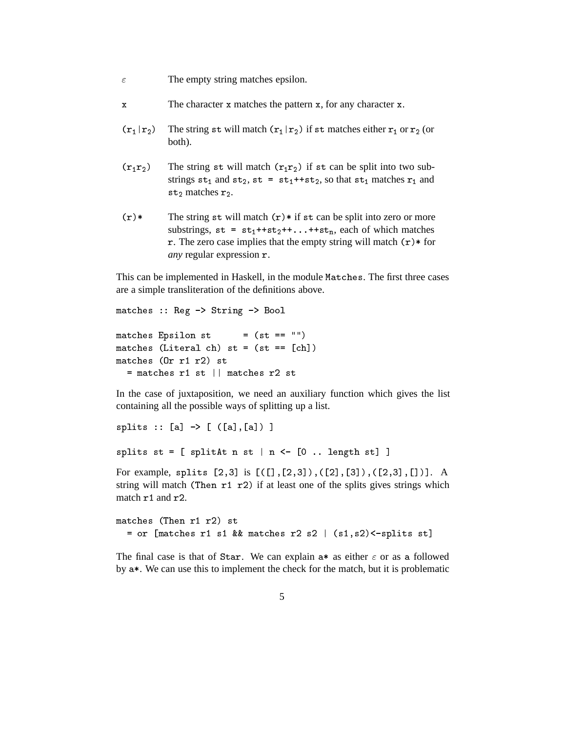| | |
|---|---|
| $\varepsilon$ | The empty string matches epsilon. |
| `x` | The character `x` matches the pattern `x`, for any character `x`. |
| $(r_1 \mid r_2)$ | The string `st` will match $(r_1 \mid r_2)$ if `st` matches either $r_1$ or $r_2$ (or both). |
| $(r_1 r_2)$ | The string `st` will match $(r_1 r_2)$ if `st` can be split into two substrings $st_1$ and $st_2$, $st = st_1$++$st_2$, so that $st_1$ matches $r_1$ and $st_2$ matches $r_2$. |
| `(r)*` | The string `st` will match `(r)*` if `st` can be split into zero or more substrings, $st = st_1$++$st_2$++...++$st_n$, each of which matches `r`. The zero case implies that the empty string will match `(r)*` for *any* regular expression `r`. |

This can be implemented in Haskell, in the module `Matches`. The first three cases are a simple transliteration of the definitions above.

```
matches :: Reg -> String -> Bool

matches Epsilon st      = (st == "")
matches (Literal ch) st = (st == [ch])
matches (Or r1 r2) st
  = matches r1 st || matches r2 st
```

In the case of juxtaposition, we need an auxiliary function which gives the list containing all the possible ways of splitting up a list.

```
splits :: [a] -> [ ([a],[a]) ]

splits st = [ splitAt n st | n <- [0 .. length st] ]
```

For example, `splits [2,3]` is `[([],[2,3]),([2],[3]),([2,3],[])]`. A string will match `(Then r1 r2)` if at least one of the splits gives strings which match `r1` and `r2`.

```
matches (Then r1 r2) st
  = or [matches r1 s1 && matches r2 s2 | (s1,s2)<-splits st]
```

The final case is that of `Star`. We can explain `a*` as either $\varepsilon$ or as `a` followed by `a*`. We can use this to implement the check for the match, but it is problematic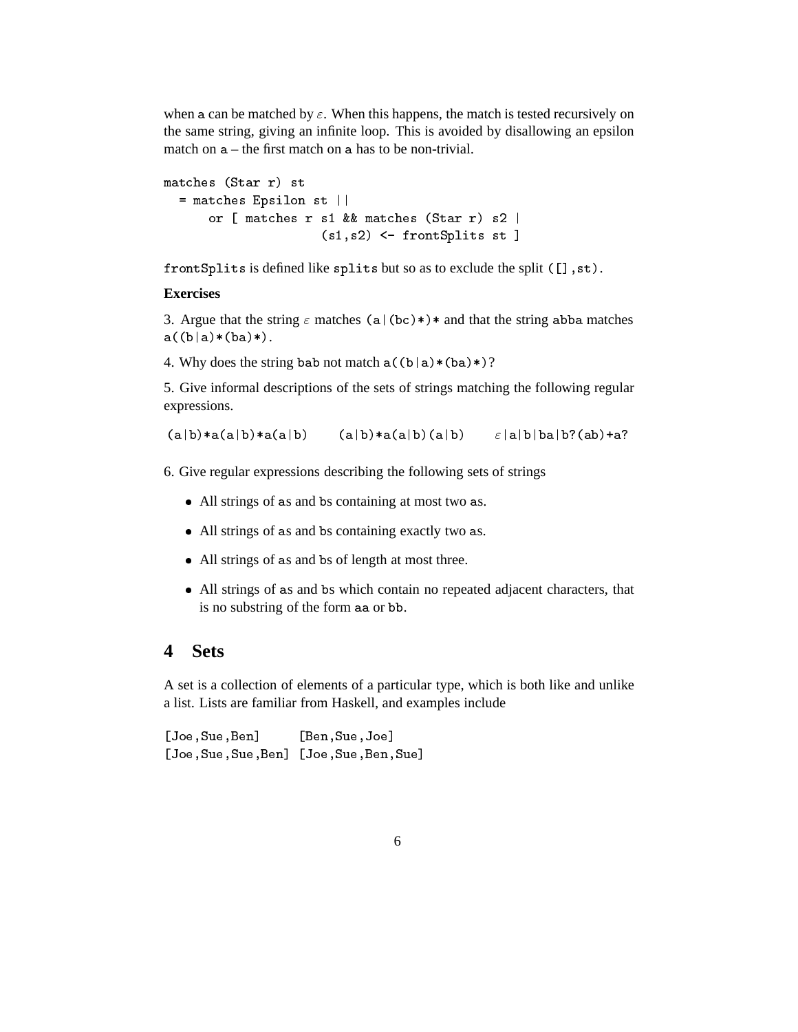when a can be matched by $\varepsilon$. When this happens, the match is tested recursively on the same string, giving an infinite loop. This is avoided by disallowing an epsilon match on a – the first match on a has to be non-trivial.

```
matches (Star r) st
  = matches Epsilon st ||
     or [ matches r s1 && matches (Star r) s2 |
                    (s1,s2) <- frontSplits st ]
```

`frontSplits` is defined like `splits` but so as to exclude the split `([],st)`.

**Exercises**

3. Argue that the string $\varepsilon$ matches `(a|(bc)*)*` and that the string `abba` matches `a((b|a)*(ba)*)`.

4. Why does the string `bab` not match `a((b|a)*(ba)*)`?

5. Give informal descriptions of the sets of strings matching the following regular expressions.

`(a|b)*a(a|b)*a(a|b)`     `(a|b)*a(a|b)(a|b)`     $\varepsilon$`|a|b|ba|b?(ab)+a?`

6. Give regular expressions describing the following sets of strings

- All strings of as and bs containing at most two as.
- All strings of as and bs containing exactly two as.
- All strings of as and bs of length at most three.
- All strings of as and bs which contain no repeated adjacent characters, that is no substring of the form aa or bb.

## 4 Sets

A set is a collection of elements of a particular type, which is both like and unlike a list. Lists are familiar from Haskell, and examples include

```
[Joe,Sue,Ben]     [Ben,Sue,Joe]
[Joe,Sue,Sue,Ben] [Joe,Sue,Ben,Sue]
```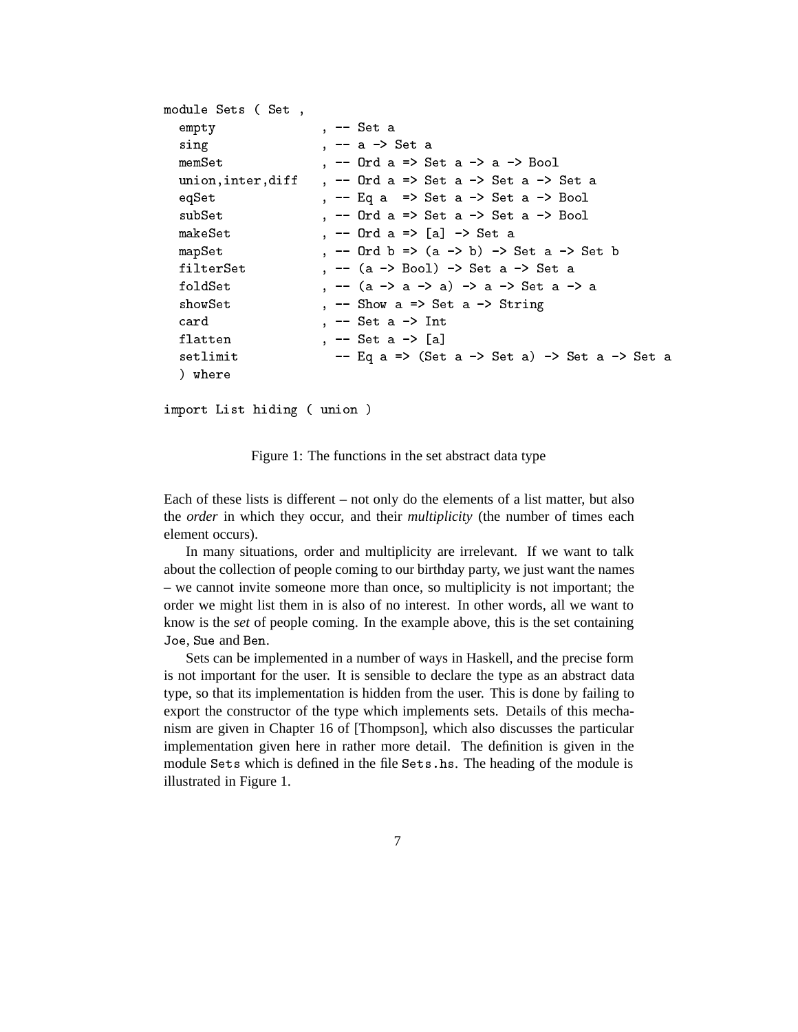```haskell
module Sets ( Set ,
  empty              , -- Set a
  sing               , -- a -> Set a
  memSet             , -- Ord a => Set a -> a -> Bool
  union,inter,diff   , -- Ord a => Set a -> Set a -> Set a
  eqSet              , -- Eq a  => Set a -> Set a -> Bool
  subSet             , -- Ord a => Set a -> Set a -> Bool
  makeSet            , -- Ord a => [a] -> Set a
  mapSet             , -- Ord b => (a -> b) -> Set a -> Set b
  filterSet          , -- (a -> Bool) -> Set a -> Set a
  foldSet            , -- (a -> a -> a) -> a -> Set a -> a
  showSet            , -- Show a => Set a -> String
  card               , -- Set a -> Int
  flatten            , -- Set a -> [a]
  setlimit             -- Eq a => (Set a -> Set a) -> Set a -> Set a
  ) where

import List hiding ( union )
```

Figure 1: The functions in the set abstract data type

Each of these lists is different – not only do the elements of a list matter, but also the *order* in which they occur, and their *multiplicity* (the number of times each element occurs).

In many situations, order and multiplicity are irrelevant. If we want to talk about the collection of people coming to our birthday party, we just want the names – we cannot invite someone more than once, so multiplicity is not important; the order we might list them in is also of no interest. In other words, all we want to know is the *set* of people coming. In the example above, this is the set containing `Joe`, `Sue` and `Ben`.

Sets can be implemented in a number of ways in Haskell, and the precise form is not important for the user. It is sensible to declare the type as an abstract data type, so that its implementation is hidden from the user. This is done by failing to export the constructor of the type which implements sets. Details of this mechanism are given in Chapter 16 of [Thompson], which also discusses the particular implementation given here in rather more detail. The definition is given in the module `Sets` which is defined in the file `Sets.hs`. The heading of the module is illustrated in Figure 1.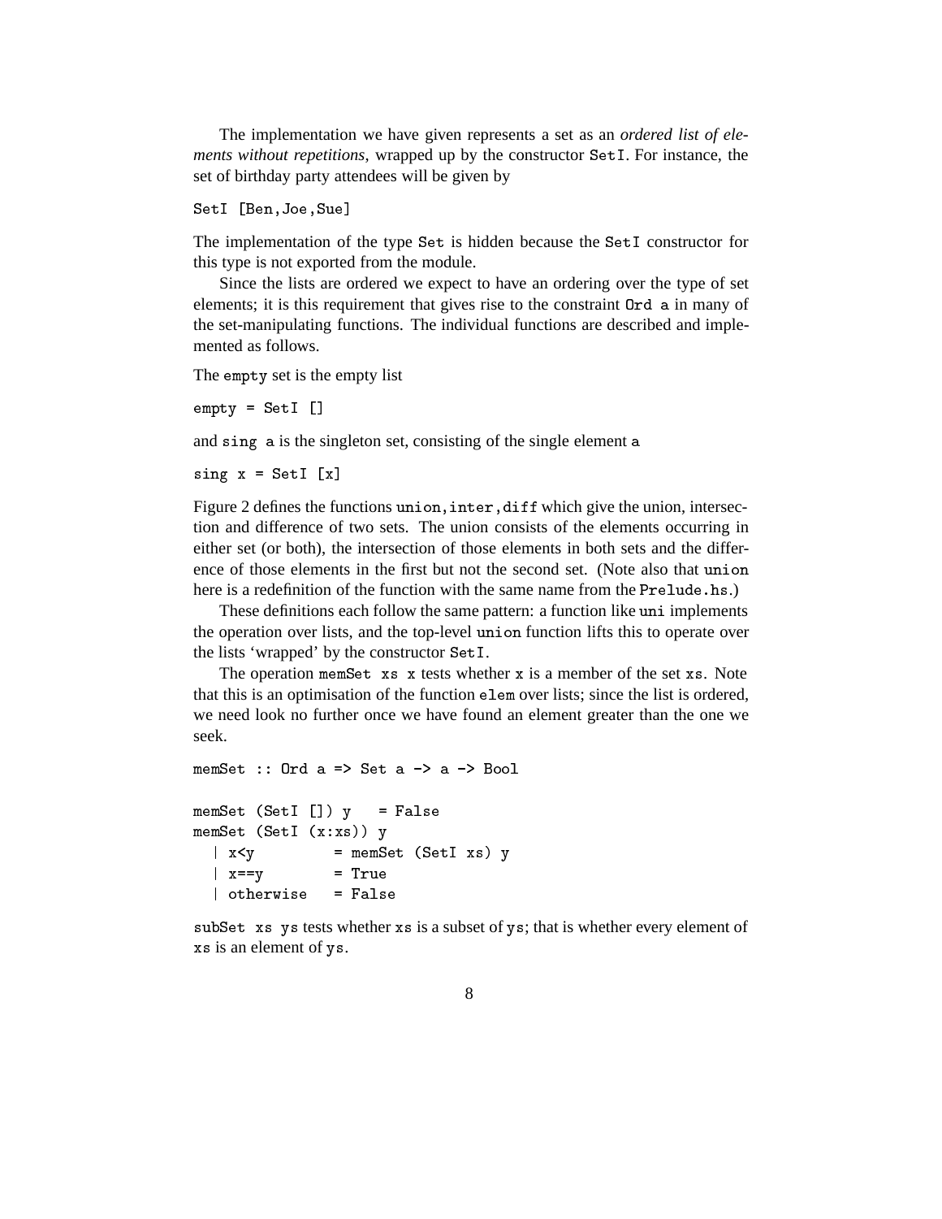The implementation we have given represents a set as an *ordered list of elements without repetitions*, wrapped up by the constructor `SetI`. For instance, the set of birthday party attendees will be given by

```
SetI [Ben,Joe,Sue]
```

The implementation of the type `Set` is hidden because the `SetI` constructor for this type is not exported from the module.

Since the lists are ordered we expect to have an ordering over the type of set elements; it is this requirement that gives rise to the constraint `Ord a` in many of the set-manipulating functions. The individual functions are described and implemented as follows.

The `empty` set is the empty list

```
empty = SetI []
```

and `sing a` is the singleton set, consisting of the single element `a`

```
sing x = SetI [x]
```

Figure 2 defines the functions `union`,`inter`,`diff` which give the union, intersection and difference of two sets. The union consists of the elements occurring in either set (or both), the intersection of those elements in both sets and the difference of those elements in the first but not the second set. (Note also that `union` here is a redefinition of the function with the same name from the `Prelude.hs`.)

These definitions each follow the same pattern: a function like `uni` implements the operation over lists, and the top-level `union` function lifts this to operate over the lists 'wrapped' by the constructor `SetI`.

The operation `memSet xs x` tests whether `x` is a member of the set `xs`. Note that this is an optimisation of the function `elem` over lists; since the list is ordered, we need look no further once we have found an element greater than the one we seek.

```
memSet :: Ord a => Set a -> a -> Bool

memSet (SetI []) y   = False
memSet (SetI (x:xs)) y
  | x<y          = memSet (SetI xs) y
  | x==y         = True
  | otherwise    = False
```

`subSet xs ys` tests whether `xs` is a subset of `ys`; that is whether every element of `xs` is an element of `ys`.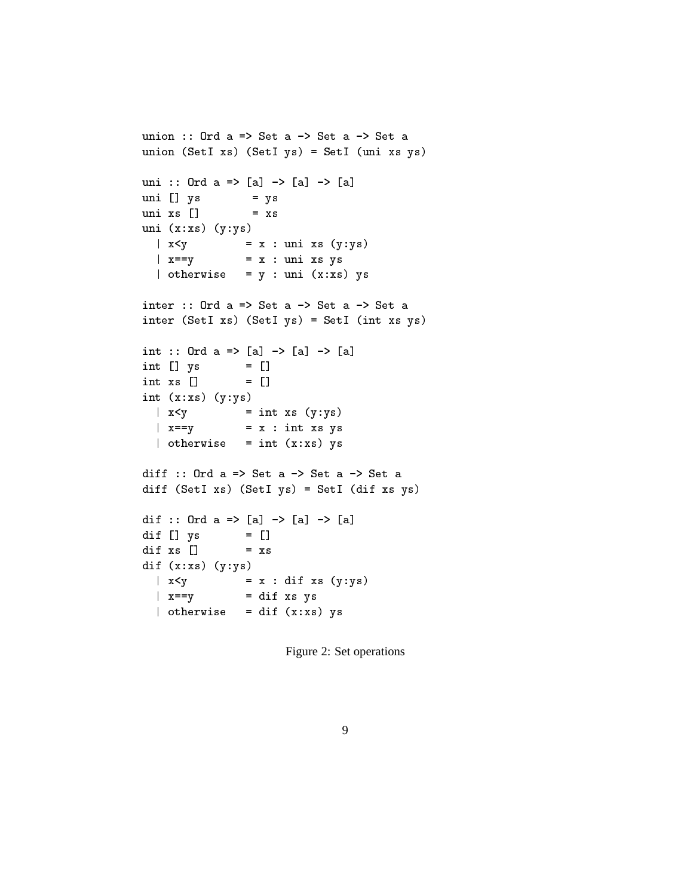```haskell
union :: Ord a => Set a -> Set a -> Set a
union (SetI xs) (SetI ys) = SetI (uni xs ys)

uni :: Ord a => [a] -> [a] -> [a]
uni [] ys        = ys
uni xs []        = xs
uni (x:xs) (y:ys)
  | x<y         = x : uni xs (y:ys)
  | x==y        = x : uni xs ys
  | otherwise   = y : uni (x:xs) ys

inter :: Ord a => Set a -> Set a -> Set a
inter (SetI xs) (SetI ys) = SetI (int xs ys)

int :: Ord a => [a] -> [a] -> [a]
int [] ys       = []
int xs []       = []
int (x:xs) (y:ys)
  | x<y         = int xs (y:ys)
  | x==y        = x : int xs ys
  | otherwise   = int (x:xs) ys

diff :: Ord a => Set a -> Set a -> Set a
diff (SetI xs) (SetI ys) = SetI (dif xs ys)

dif :: Ord a => [a] -> [a] -> [a]
dif [] ys       = []
dif xs []       = xs
dif (x:xs) (y:ys)
  | x<y         = x : dif xs (y:ys)
  | x==y        = dif xs ys
  | otherwise   = dif (x:xs) ys
```

Figure 2: Set operations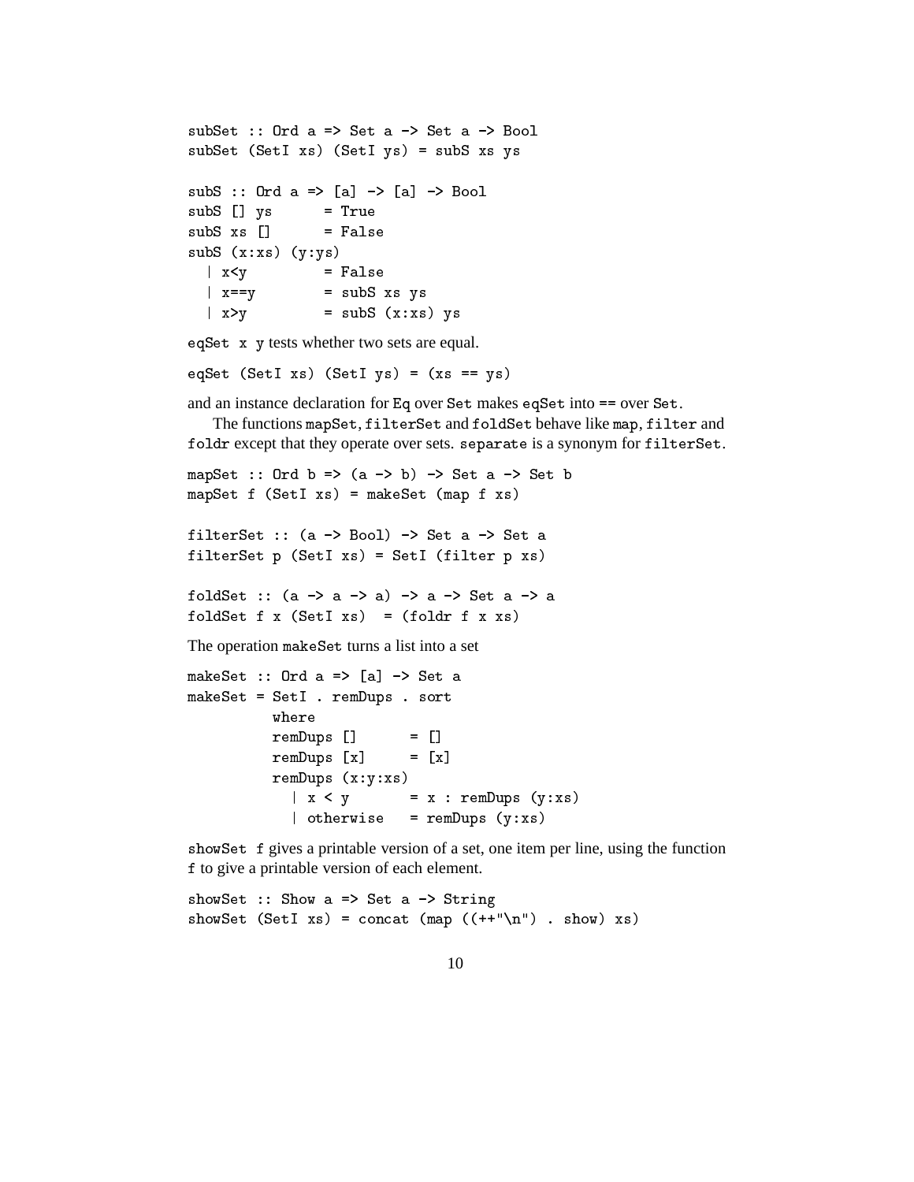```
subSet :: Ord a => Set a -> Set a -> Bool
subSet (SetI xs) (SetI ys) = subS xs ys

subS :: Ord a => [a] -> [a] -> Bool
subS [] ys      = True
subS xs []      = False
subS (x:xs) (y:ys)
  | x<y         = False
  | x==y        = subS xs ys
  | x>y         = subS (x:xs) ys
```

`eqSet x y` tests whether two sets are equal.

```
eqSet (SetI xs) (SetI ys) = (xs == ys)
```

and an instance declaration for `Eq` over `Set` makes `eqSet` into `==` over `Set`.

The functions `mapSet`, `filterSet` and `foldSet` behave like `map`, `filter` and `foldr` except that they operate over sets. `separate` is a synonym for `filterSet`.

```
mapSet :: Ord b => (a -> b) -> Set a -> Set b
mapSet f (SetI xs) = makeSet (map f xs)

filterSet :: (a -> Bool) -> Set a -> Set a
filterSet p (SetI xs) = SetI (filter p xs)

foldSet :: (a -> a -> a) -> a -> Set a -> a
foldSet f x (SetI xs)  = (foldr f x xs)
```

The operation `makeSet` turns a list into a set

```
makeSet :: Ord a => [a] -> Set a
makeSet = SetI . remDups . sort
          where
          remDups []      = []
          remDups [x]     = [x]
          remDups (x:y:xs)
            | x < y       = x : remDups (y:xs)
            | otherwise   = remDups (y:xs)
```

`showSet f` gives a printable version of a set, one item per line, using the function `f` to give a printable version of each element.

```
showSet :: Show a => Set a -> String
showSet (SetI xs) = concat (map ((++"\n") . show) xs)
```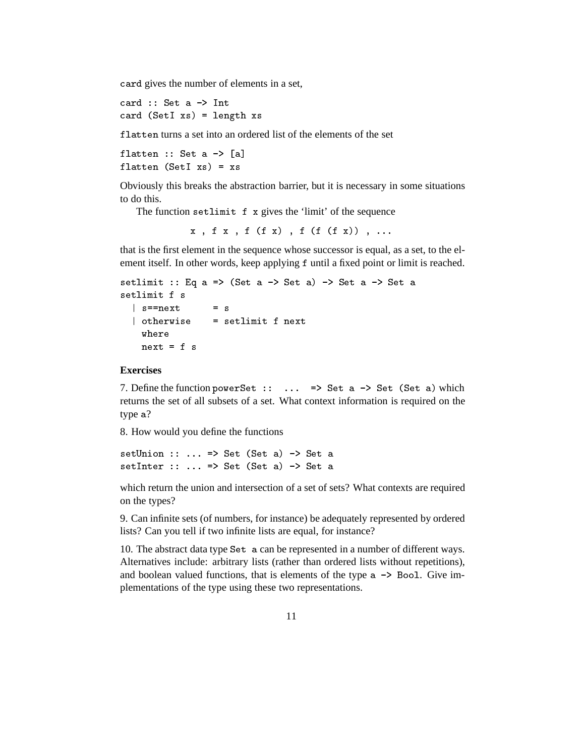`card` gives the number of elements in a set,

```
card :: Set a -> Int
card (SetI xs) = length xs
```

`flatten` turns a set into an ordered list of the elements of the set

```
flatten :: Set a -> [a]
flatten (SetI xs) = xs
```

Obviously this breaks the abstraction barrier, but it is necessary in some situations to do this.

The function `setlimit f x` gives the 'limit' of the sequence

```
x , f x , f (f x) , f (f (f x)) , ...
```

that is the first element in the sequence whose successor is equal, as a set, to the element itself. In other words, keep applying `f` until a fixed point or limit is reached.

```
setlimit :: Eq a => (Set a -> Set a) -> Set a -> Set a
setlimit f s
  | s==next      = s
  | otherwise    = setlimit f next
    where
    next = f s
```

**Exercises**

7. Define the function `powerSet :: ... => Set a -> Set (Set a)` which returns the set of all subsets of a set. What context information is required on the type `a`?

8. How would you define the functions

```
setUnion :: ... => Set (Set a) -> Set a
setInter :: ... => Set (Set a) -> Set a
```

which return the union and intersection of a set of sets? What contexts are required on the types?

9. Can infinite sets (of numbers, for instance) be adequately represented by ordered lists? Can you tell if two infinite lists are equal, for instance?

10. The abstract data type `Set a` can be represented in a number of different ways. Alternatives include: arbitrary lists (rather than ordered lists without repetitions), and boolean valued functions, that is elements of the type `a -> Bool`. Give implementations of the type using these two representations.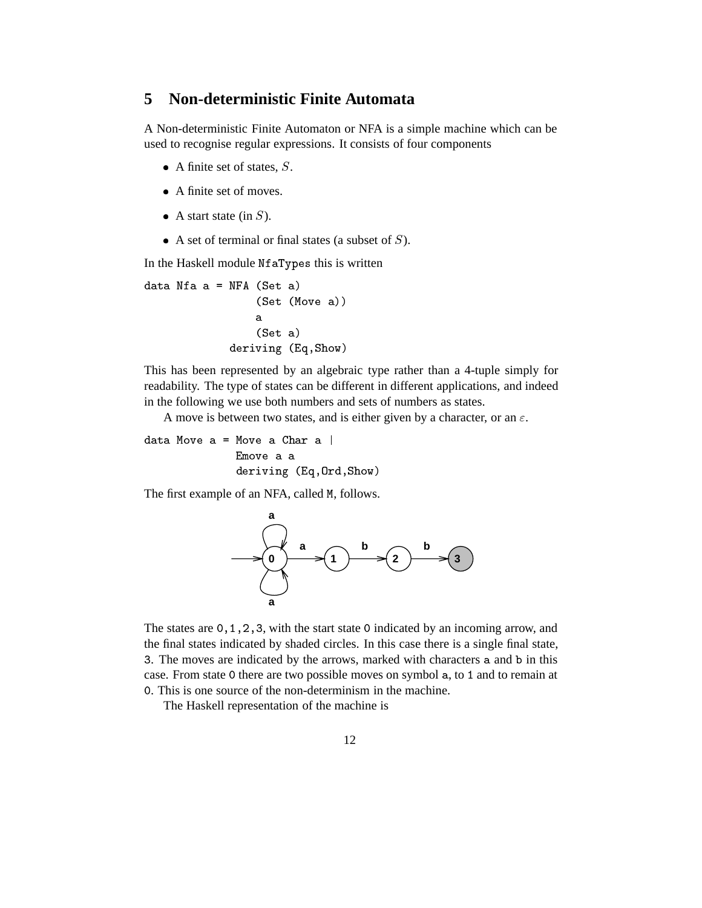## 5 Non-deterministic Finite Automata

A Non-deterministic Finite Automaton or NFA is a simple machine which can be used to recognise regular expressions. It consists of four components

- A finite set of states, $S$.
- A finite set of moves.
- A start state (in $S$).
- A set of terminal or final states (a subset of $S$).

In the Haskell module `NfaTypes` this is written

```
data Nfa a = NFA (Set a)
                 (Set (Move a))
                 a
                 (Set a)
             deriving (Eq,Show)
```

This has been represented by an algebraic type rather than a 4-tuple simply for readability. The type of states can be different in different applications, and indeed in the following we use both numbers and sets of numbers as states.

A move is between two states, and is either given by a character, or an $\varepsilon$.

```
data Move a = Move a Char a |
              Emove a a
              deriving (Eq,Ord,Show)
```

The first example of an NFA, called `M`, follows.

The states are `0,1,2,3`, with the start state `0` indicated by an incoming arrow, and the final states indicated by shaded circles. In this case there is a single final state, `3`. The moves are indicated by the arrows, marked with characters `a` and `b` in this case. From state `0` there are two possible moves on symbol `a`, to `1` and to remain at `0`. This is one source of the non-determinism in the machine.

The Haskell representation of the machine is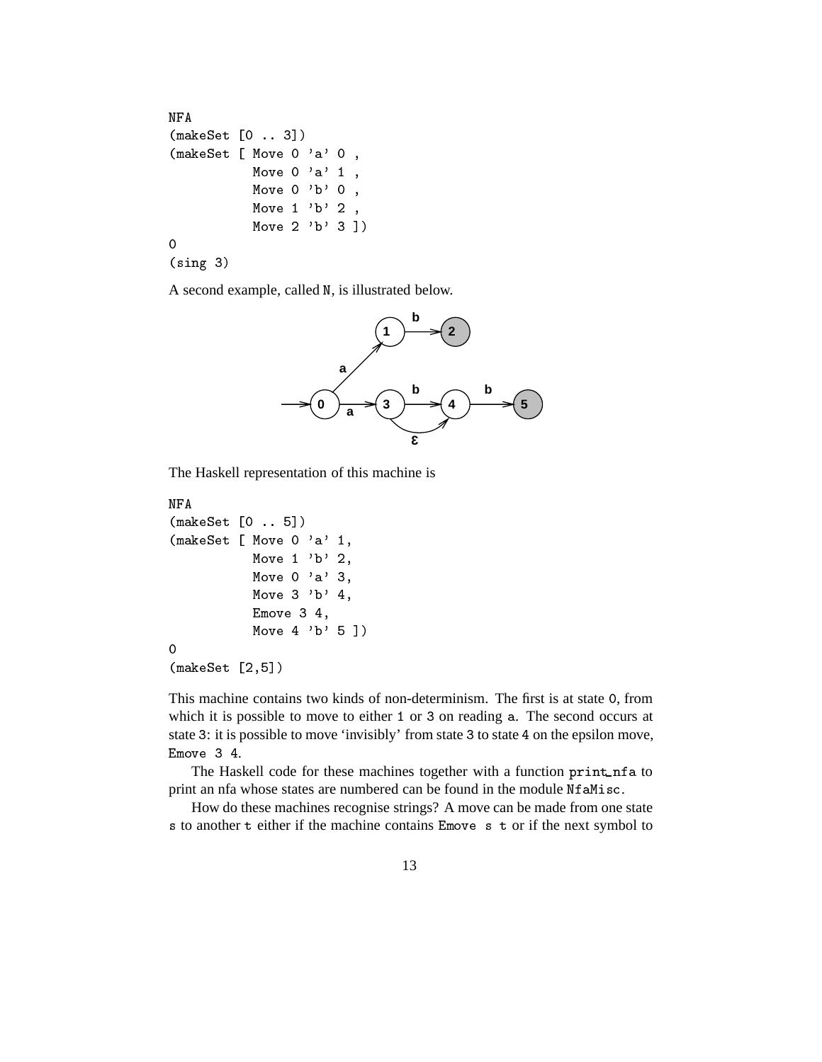```
NFA
(makeSet [0 .. 3])
(makeSet [ Move 0 'a' 0 ,
           Move 0 'a' 1 ,
           Move 0 'b' 0 ,
           Move 1 'b' 2 ,
           Move 2 'b' 3 ])
0
(sing 3)
```

A second example, called N, is illustrated below.

The Haskell representation of this machine is

```
NFA
(makeSet [0 .. 5])
(makeSet [ Move 0 'a' 1,
           Move 1 'b' 2,
           Move 0 'a' 3,
           Move 3 'b' 4,
           Emove 3 4,
           Move 4 'b' 5 ])
0
(makeSet [2,5])
```

This machine contains two kinds of non-determinism. The first is at state 0, from which it is possible to move to either 1 or 3 on reading a. The second occurs at state 3: it is possible to move 'invisibly' from state 3 to state 4 on the epsilon move, Emove 3 4.

The Haskell code for these machines together with a function print_nfa to print an nfa whose states are numbered can be found in the module NfaMisc.

How do these machines recognise strings? A move can be made from one state s to another t either if the machine contains Emove s t or if the next symbol to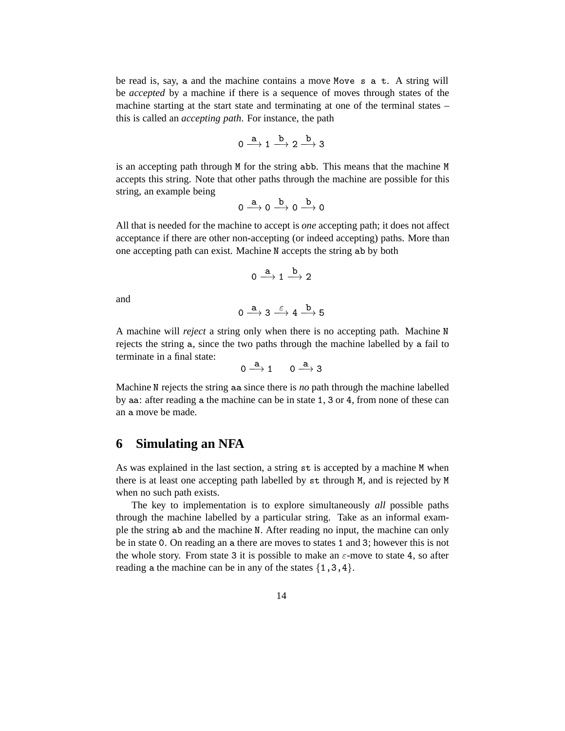be read is, say, `a` and the machine contains a move `Move s a t`. A string will be *accepted* by a machine if there is a sequence of moves through states of the machine starting at the start state and terminating at one of the terminal states – this is called an *accepting path*. For instance, the path

$$0 \xrightarrow{a} 1 \xrightarrow{b} 2 \xrightarrow{b} 3$$

is an accepting path through `M` for the string `abb`. This means that the machine `M` accepts this string. Note that other paths through the machine are possible for this string, an example being

$$0 \xrightarrow{a} 0 \xrightarrow{b} 0 \xrightarrow{b} 0$$

All that is needed for the machine to accept is *one* accepting path; it does not affect acceptance if there are other non-accepting (or indeed accepting) paths. More than one accepting path can exist. Machine `N` accepts the string `ab` by both

$$0 \xrightarrow{a} 1 \xrightarrow{b} 2$$

and

$$0 \xrightarrow{a} 3 \xrightarrow{\varepsilon} 4 \xrightarrow{b} 5$$

A machine will *reject* a string only when there is no accepting path. Machine `N` rejects the string `a`, since the two paths through the machine labelled by `a` fail to terminate in a final state:

$$0 \xrightarrow{a} 1 \qquad 0 \xrightarrow{a} 3$$

Machine `N` rejects the string `aa` since there is *no* path through the machine labelled by `aa`: after reading `a` the machine can be in state `1`, `3` or `4`, from none of these can an `a` move be made.

# 6 Simulating an NFA

As was explained in the last section, a string `st` is accepted by a machine `M` when there is at least one accepting path labelled by `st` through `M`, and is rejected by `M` when no such path exists.

The key to implementation is to explore simultaneously *all* possible paths through the machine labelled by a particular string. Take as an informal example the string `ab` and the machine `N`. After reading no input, the machine can only be in state `0`. On reading an `a` there are moves to states `1` and `3`; however this is not the whole story. From state `3` it is possible to make an $\varepsilon$-move to state `4`, so after reading `a` the machine can be in any of the states $\{$`1,3,4`$\}$.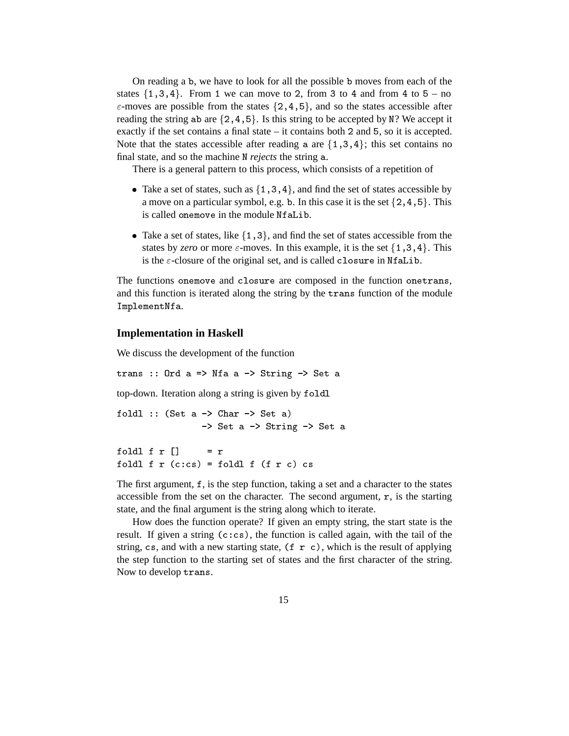On reading a `b`, we have to look for all the possible `b` moves from each of the states {`1`,`3`,`4`}. From `1` we can move to `2`, from `3` to `4` and from `4` to `5` – no $\varepsilon$-moves are possible from the states {`2`,`4`,`5`}, and so the states accessible after reading the string `ab` are {`2`,`4`,`5`}. Is this string to be accepted by `N`? We accept it exactly if the set contains a final state – it contains both `2` and `5`, so it is accepted. Note that the states accessible after reading `a` are {`1`,`3`,`4`}; this set contains no final state, and so the machine `N` *rejects* the string `a`.

There is a general pattern to this process, which consists of a repetition of

- Take a set of states, such as {`1`,`3`,`4`}, and find the set of states accessible by a move on a particular symbol, e.g. `b`. In this case it is the set {`2`,`4`,`5`}. This is called `onemove` in the module `NfaLib`.
- Take a set of states, like {`1`,`3`}, and find the set of states accessible from the states by *zero* or more $\varepsilon$-moves. In this example, it is the set {`1`,`3`,`4`}. This is the $\varepsilon$-closure of the original set, and is called `closure` in `NfaLib`.

The functions `onemove` and `closure` are composed in the function `onetrans`, and this function is iterated along the string by the `trans` function of the module `ImplementNfa`.

### Implementation in Haskell

We discuss the development of the function

```
trans :: Ord a => Nfa a -> String -> Set a
```

top-down. Iteration along a string is given by `foldl`

```
foldl :: (Set a -> Char -> Set a)
               -> Set a -> String -> Set a

foldl f r []     = r
foldl f r (c:cs) = foldl f (f r c) cs
```

The first argument, `f`, is the step function, taking a set and a character to the states accessible from the set on the character. The second argument, `r`, is the starting state, and the final argument is the string along which to iterate.

How does the function operate? If given an empty string, the start state is the result. If given a string `(c:cs)`, the function is called again, with the tail of the string, `cs`, and with a new starting state, `(f r c)`, which is the result of applying the step function to the starting set of states and the first character of the string. Now to develop `trans`.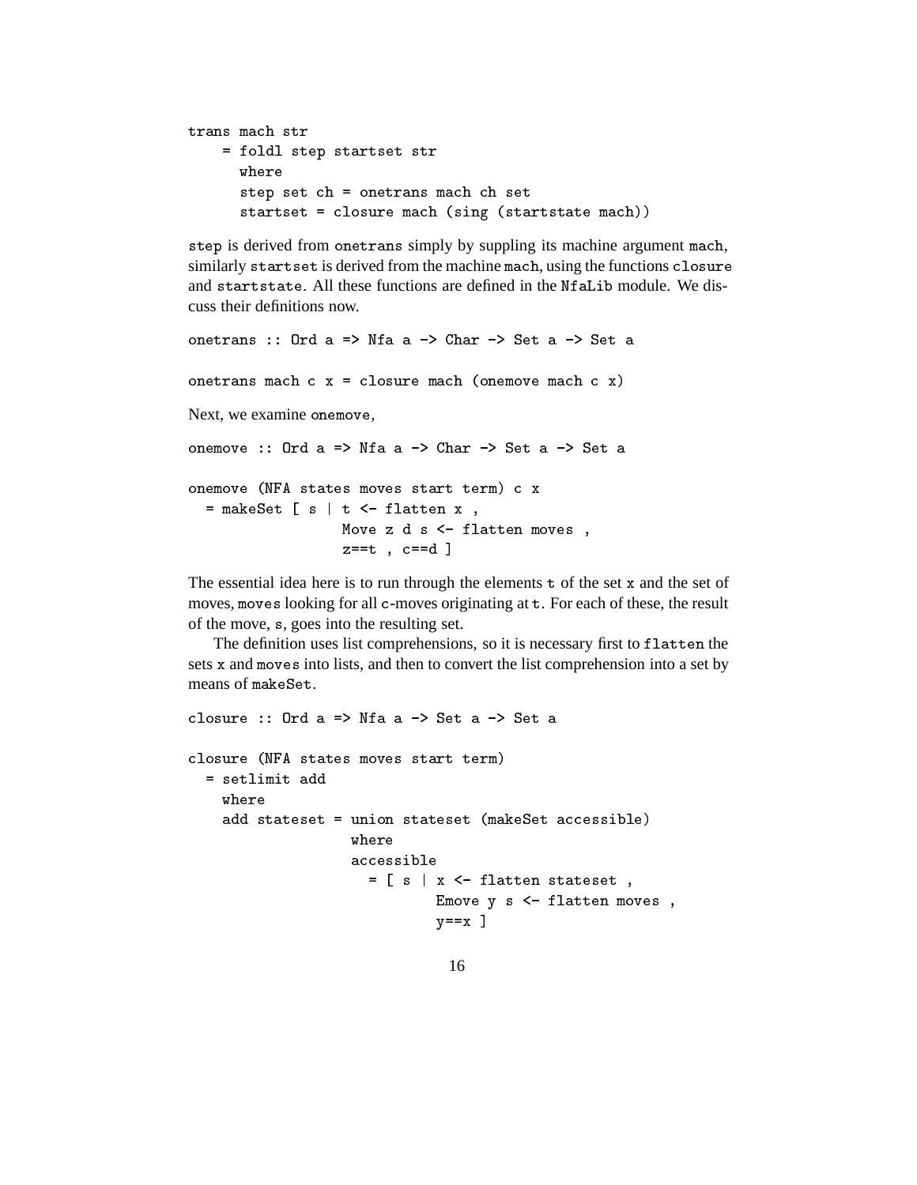```
trans mach str
    = foldl step startset str
      where
      step set ch = onetrans mach ch set
      startset = closure mach (sing (startstate mach))
```

`step` is derived from `onetrans` simply by suppling its machine argument `mach`, similarly `startset` is derived from the machine `mach`, using the functions `closure` and `startstate`. All these functions are defined in the `NfaLib` module. We discuss their definitions now.

```
onetrans :: Ord a => Nfa a -> Char -> Set a -> Set a

onetrans mach c x = closure mach (onemove mach c x)
```

Next, we examine `onemove`,

```
onemove :: Ord a => Nfa a -> Char -> Set a -> Set a

onemove (NFA states moves start term) c x
  = makeSet [ s | t <- flatten x ,
                  Move z d s <- flatten moves ,
                  z==t , c==d ]
```

The essential idea here is to run through the elements `t` of the set `x` and the set of moves, `moves` looking for all `c`-moves originating at `t`. For each of these, the result of the move, `s`, goes into the resulting set.

The definition uses list comprehensions, so it is necessary first to `flatten` the sets `x` and `moves` into lists, and then to convert the list comprehension into a set by means of `makeSet`.

```
closure :: Ord a => Nfa a -> Set a -> Set a

closure (NFA states moves start term)
  = setlimit add
    where
    add stateset = union stateset (makeSet accessible)
                   where
                   accessible
                     = [ s | x <- flatten stateset ,
                             Emove y s <- flatten moves ,
                             y==x ]
```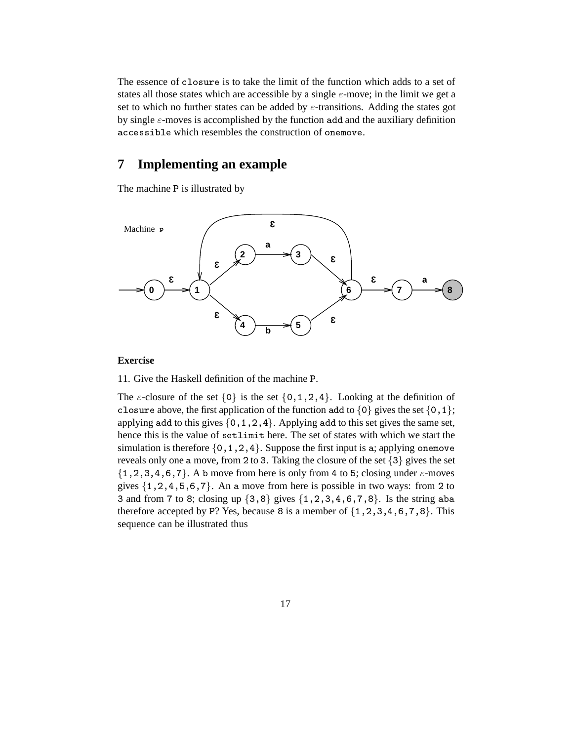The essence of `closure` is to take the limit of the function which adds to a set of states all those states which are accessible by a single $\varepsilon$-move; in the limit we get a set to which no further states can be added by $\varepsilon$-transitions. Adding the states got by single $\varepsilon$-moves is accomplished by the function `add` and the auxiliary definition `accessible` which resembles the construction of `onemove`.

## 7 Implementing an example

The machine `P` is illustrated by

**Exercise**

11. Give the Haskell definition of the machine `P`.

The $\varepsilon$-closure of the set {`0`} is the set {`0,1,2,4`}. Looking at the definition of `closure` above, the first application of the function `add` to {`0`} gives the set {`0,1`}; applying `add` to this gives {`0,1,2,4`}. Applying `add` to this set gives the same set, hence this is the value of `setlimit` here. The set of states with which we start the simulation is therefore {`0,1,2,4`}. Suppose the first input is `a`; applying `onemove` reveals only one `a` move, from `2` to `3`. Taking the closure of the set {`3`} gives the set {`1,2,3,4,6,7`}. A `b` move from here is only from `4` to `5`; closing under $\varepsilon$-moves gives {`1,2,4,5,6,7`}. An `a` move from here is possible in two ways: from `2` to `3` and from `7` to `8`; closing up {`3,8`} gives {`1,2,3,4,6,7,8`}. Is the string `aba` therefore accepted by `P`? Yes, because `8` is a member of {`1,2,3,4,6,7,8`}. This sequence can be illustrated thus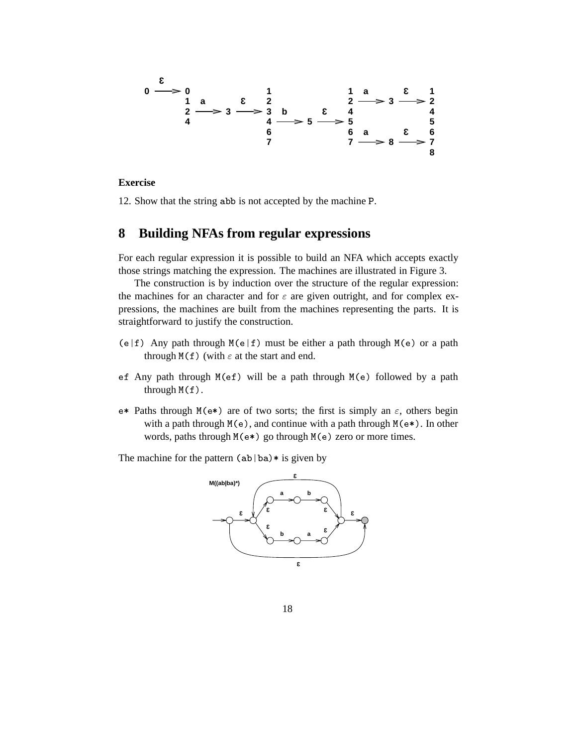```
    ε
0 ──> 0                 1                 1  a        ε   1
      1  a      ε       2                 2 ──> 3 ──> 2
      2 ──> 3 ──> 3  b      ε    4                    4
      4                 4 ──> 5 ──> 5                 5
                        6                 6  a        ε   6
                        7                 7 ──> 8 ──> 7
                                                      8
```

**Exercise**

12. Show that the string `abb` is not accepted by the machine `P`.

## 8 Building NFAs from regular expressions

For each regular expression it is possible to build an NFA which accepts exactly those strings matching the expression. The machines are illustrated in Figure 3.

The construction is by induction over the structure of the regular expression: the machines for an character and for $\varepsilon$ are given outright, and for complex expressions, the machines are built from the machines representing the parts. It is straightforward to justify the construction.

- `(e|f)` Any path through `M(e|f)` must be either a path through `M(e)` or a path through `M(f)` (with $\varepsilon$ at the start and end.
- `ef` Any path through `M(ef)` will be a path through `M(e)` followed by a path through `M(f)`.
- `e*` Paths through `M(e*)` are of two sorts; the first is simply an $\varepsilon$, others begin with a path through `M(e)`, and continue with a path through `M(e*)`. In other words, paths through `M(e*)` go through `M(e)` zero or more times.

The machine for the pattern `(ab|ba)*` is given by

M((ab|ba)*)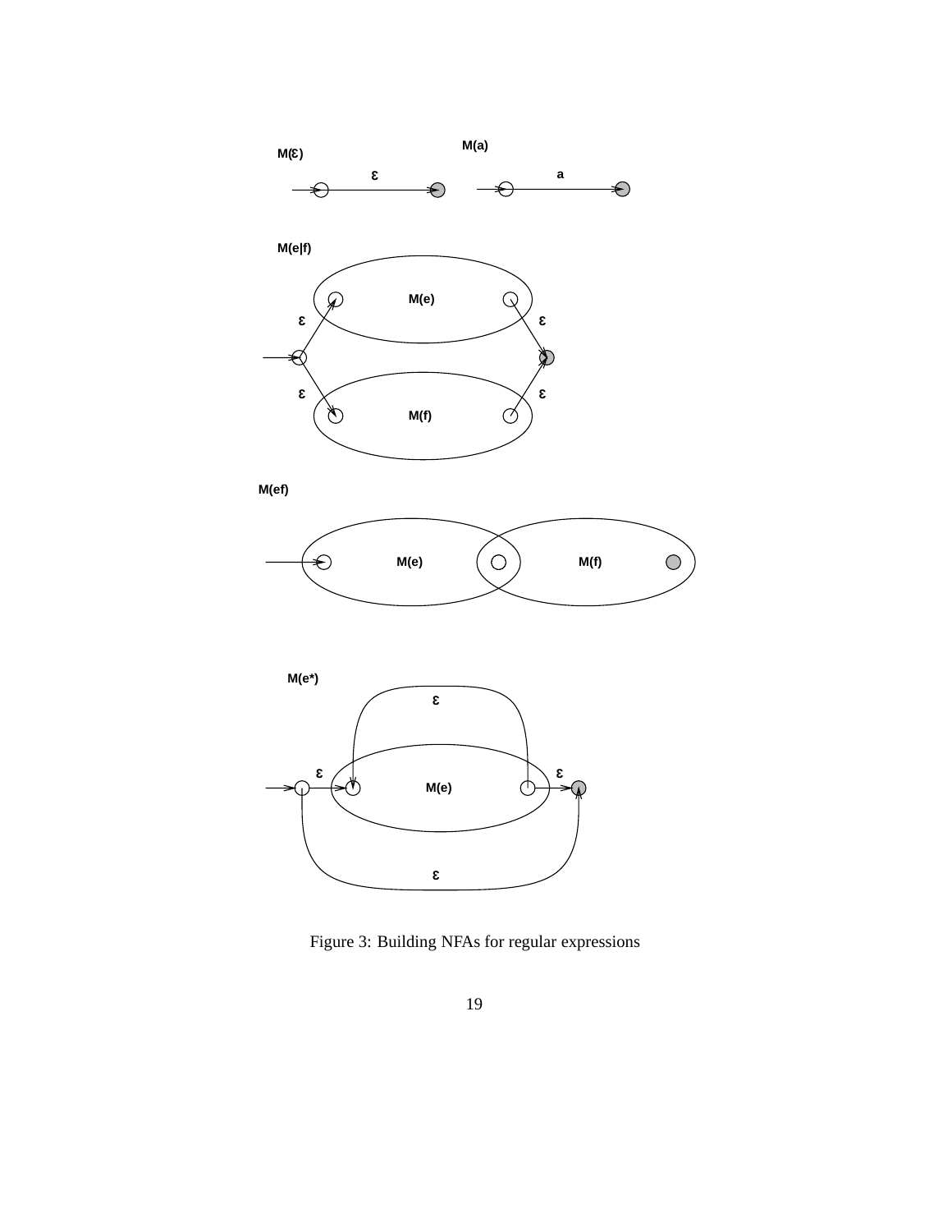Figure 3: Building NFAs for regular expressions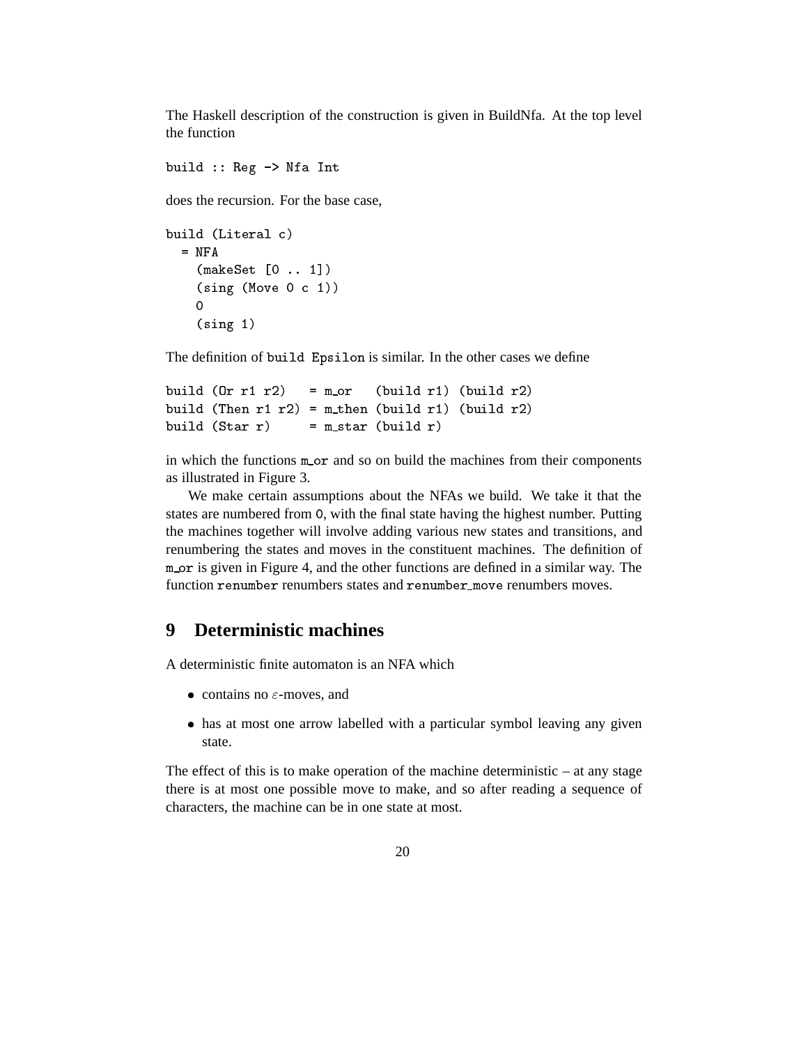The Haskell description of the construction is given in BuildNfa. At the top level the function

```
build :: Reg -> Nfa Int
```

does the recursion. For the base case,

```
build (Literal c)
  = NFA
    (makeSet [0 .. 1])
    (sing (Move 0 c 1))
    0
    (sing 1)
```

The definition of `build Epsilon` is similar. In the other cases we define

```
build (Or r1 r2)   = m_or   (build r1) (build r2)
build (Then r1 r2) = m_then (build r1) (build r2)
build (Star r)     = m_star (build r)
```

in which the functions `m_or` and so on build the machines from their components as illustrated in Figure 3.

We make certain assumptions about the NFAs we build. We take it that the states are numbered from `0`, with the final state having the highest number. Putting the machines together will involve adding various new states and transitions, and renumbering the states and moves in the constituent machines. The definition of `m_or` is given in Figure 4, and the other functions are defined in a similar way. The function `renumber` renumbers states and `renumber_move` renumbers moves.

## 9 Deterministic machines

A deterministic finite automaton is an NFA which

- contains no $\varepsilon$-moves, and
- has at most one arrow labelled with a particular symbol leaving any given state.

The effect of this is to make operation of the machine deterministic – at any stage there is at most one possible move to make, and so after reading a sequence of characters, the machine can be in one state at most.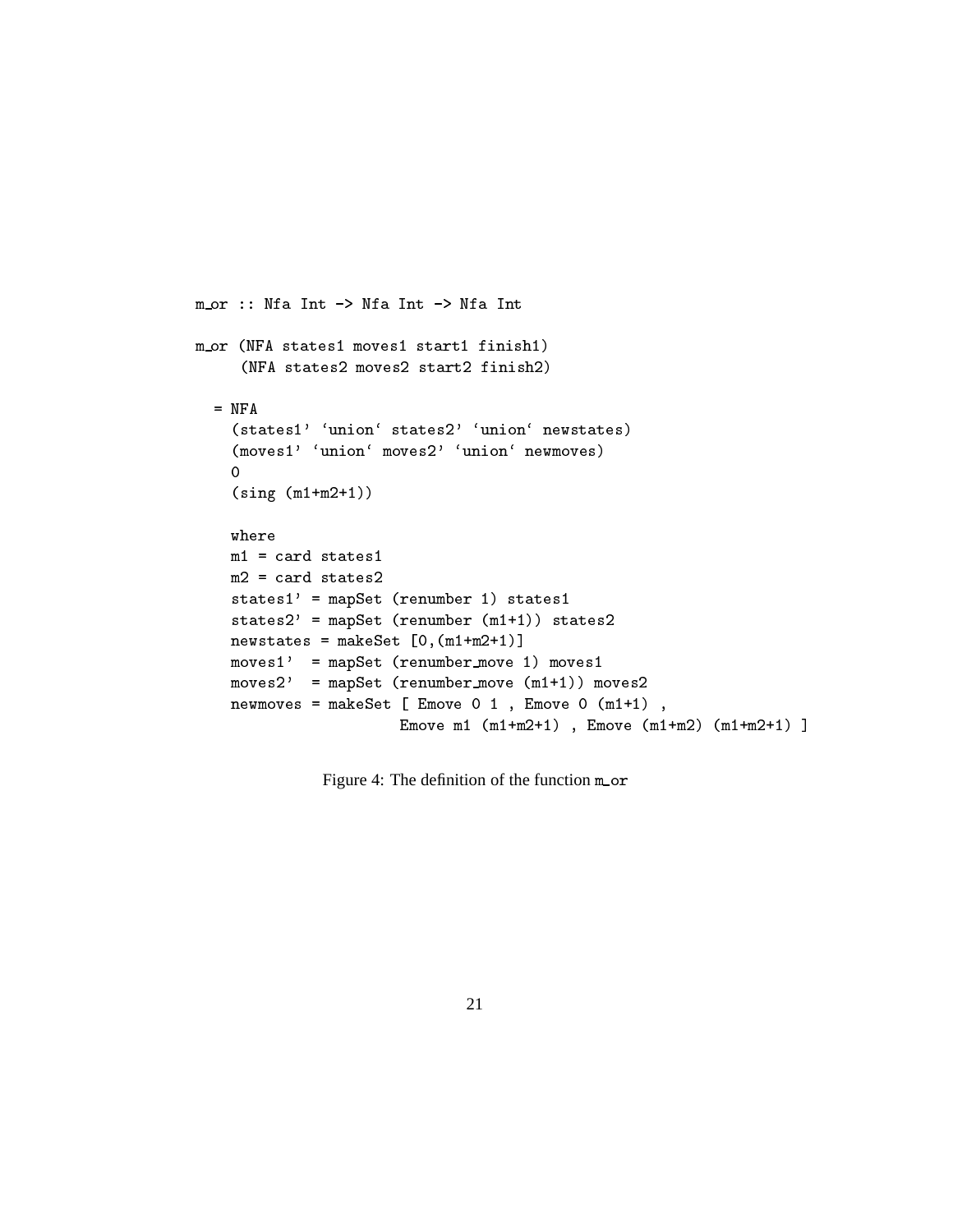```
m_or :: Nfa Int -> Nfa Int -> Nfa Int

m_or (NFA states1 moves1 start1 finish1)
     (NFA states2 moves2 start2 finish2)

  = NFA
    (states1' `union` states2' `union` newstates)
    (moves1' `union` moves2' `union` newmoves)
    0
    (sing (m1+m2+1))

    where
    m1 = card states1
    m2 = card states2
    states1' = mapSet (renumber 1) states1
    states2' = mapSet (renumber (m1+1)) states2
    newstates = makeSet [0,(m1+m2+1)]
    moves1'  = mapSet (renumber_move 1) moves1
    moves2'  = mapSet (renumber_move (m1+1)) moves2
    newmoves = makeSet [ Emove 0 1 , Emove 0 (m1+1) ,
                         Emove m1 (m1+m2+1) , Emove (m1+m2) (m1+m2+1) ]
```

Figure 4: The definition of the function `m_or`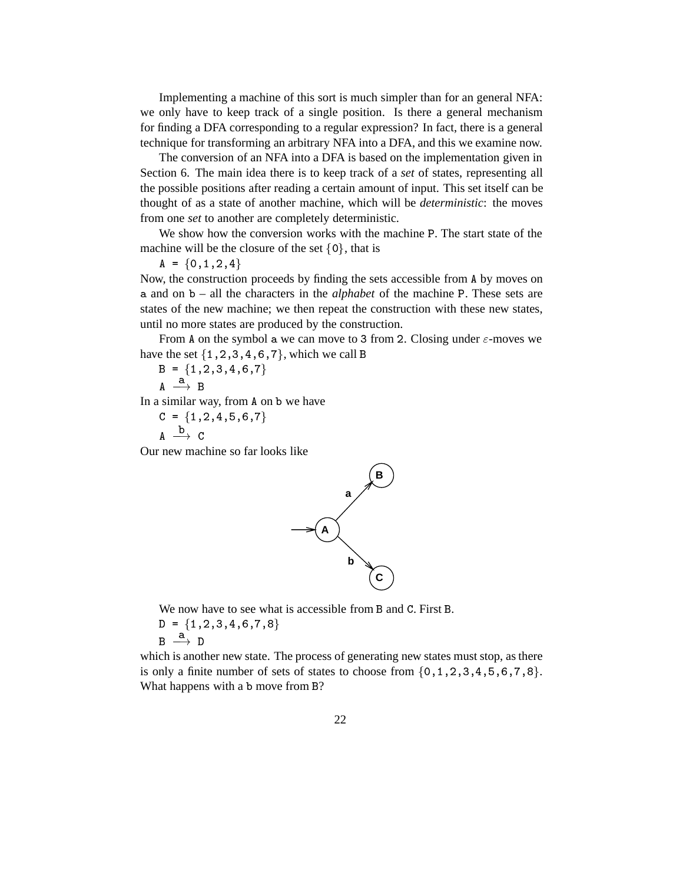Implementing a machine of this sort is much simpler than for an general NFA: we only have to keep track of a single position. Is there a general mechanism for finding a DFA corresponding to a regular expression? In fact, there is a general technique for transforming an arbitrary NFA into a DFA, and this we examine now.

The conversion of an NFA into a DFA is based on the implementation given in Section 6. The main idea there is to keep track of a *set* of states, representing all the possible positions after reading a certain amount of input. This set itself can be thought of as a state of another machine, which will be *deterministic*: the moves from one *set* to another are completely deterministic.

We show how the conversion works with the machine `P`. The start state of the machine will be the closure of the set {`0`}, that is

```
A = {0,1,2,4}
```

Now, the construction proceeds by finding the sets accessible from `A` by moves on `a` and on `b` – all the characters in the *alphabet* of the machine `P`. These sets are states of the new machine; we then repeat the construction with these new states, until no more states are produced by the construction.

From `A` on the symbol `a` we can move to `3` from `2`. Closing under $\varepsilon$-moves we have the set {`1,2,3,4,6,7`}, which we call `B`

```
B = {1,2,3,4,6,7}
A --a--> B
```

In a similar way, from `A` on `b` we have

```
C = {1,2,4,5,6,7}
A --b--> C
```

Our new machine so far looks like

We now have to see what is accessible from `B` and `C`. First `B`.

```
D = {1,2,3,4,6,7,8}
B --a--> D
```

which is another new state. The process of generating new states must stop, as there is only a finite number of sets of states to choose from {`0,1,2,3,4,5,6,7,8`}. What happens with a `b` move from `B`?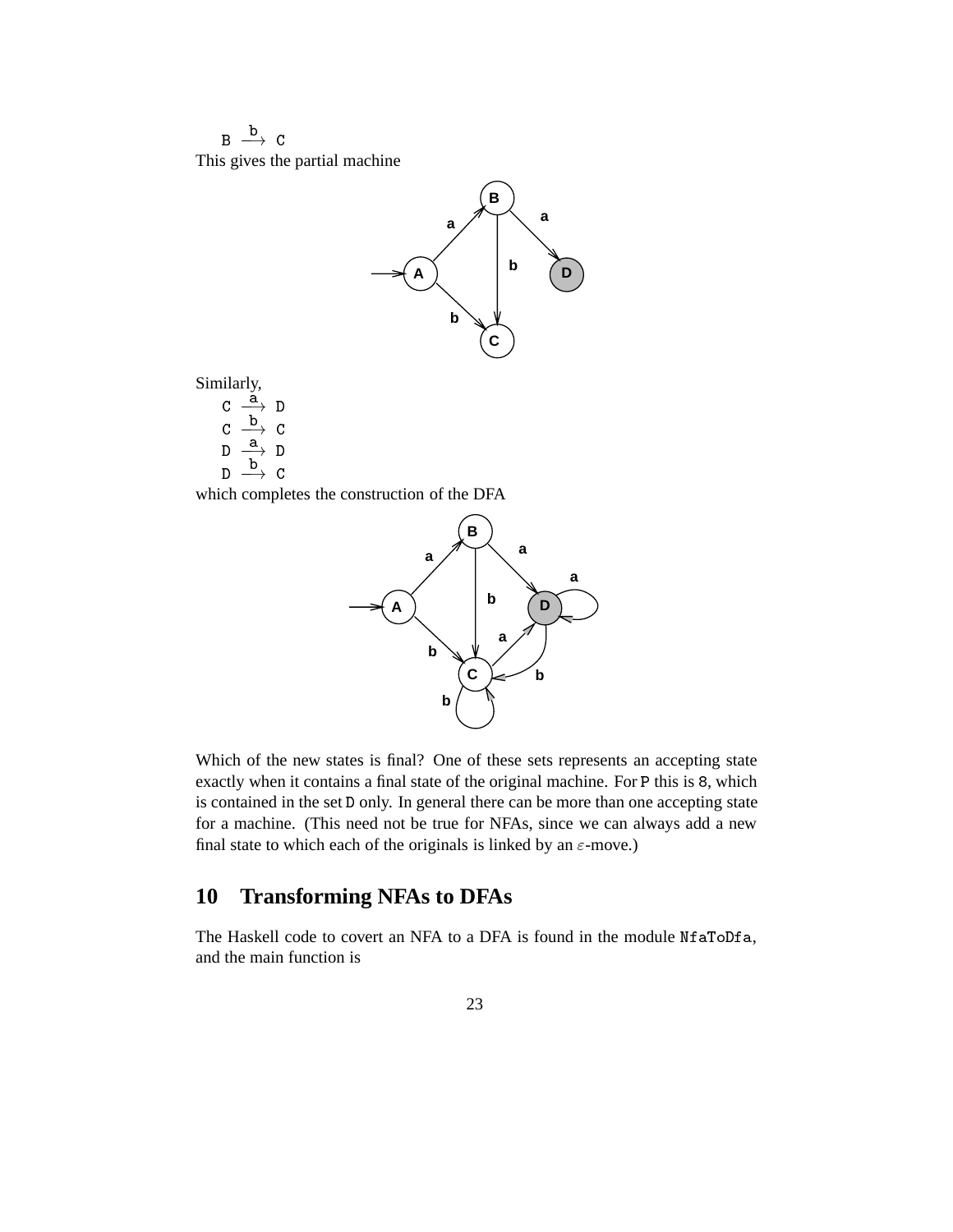$B \xrightarrow{b} C$

This gives the partial machine

Similarly,

$C \xrightarrow{a} D$
$C \xrightarrow{b} C$
$D \xrightarrow{a} D$
$D \xrightarrow{b} C$

which completes the construction of the DFA

Which of the new states is final? One of these sets represents an accepting state exactly when it contains a final state of the original machine. For P this is 8, which is contained in the set D only. In general there can be more than one accepting state for a machine. (This need not be true for NFAs, since we can always add a new final state to which each of the originals is linked by an $\varepsilon$-move.)

## 10 Transforming NFAs to DFAs

The Haskell code to covert an NFA to a DFA is found in the module NfaToDfa, and the main function is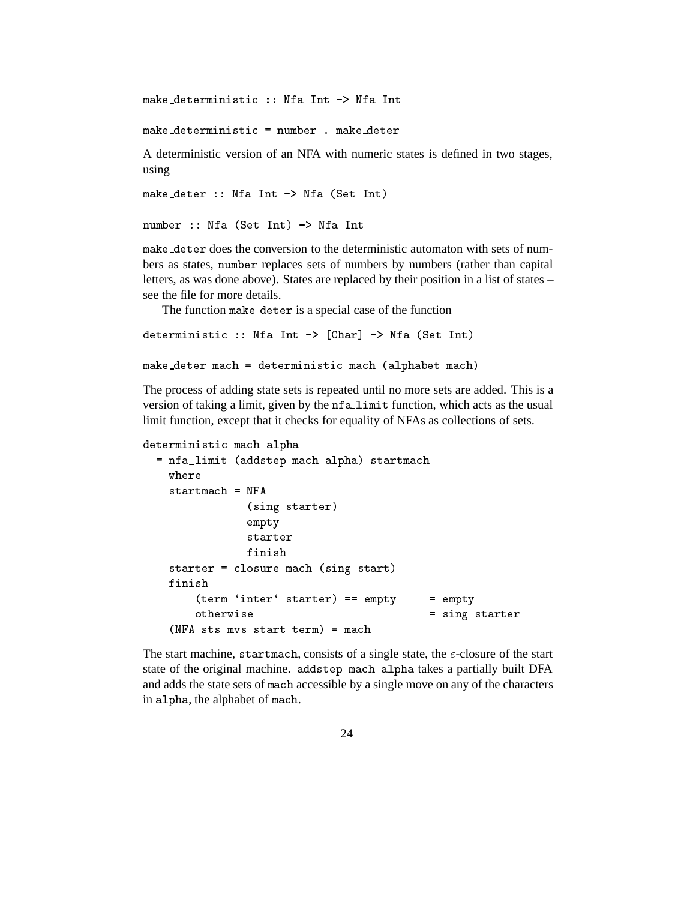```
make_deterministic :: Nfa Int -> Nfa Int

make_deterministic = number . make_deter
```

A deterministic version of an NFA with numeric states is defined in two stages, using

```
make_deter :: Nfa Int -> Nfa (Set Int)

number :: Nfa (Set Int) -> Nfa Int
```

`make_deter` does the conversion to the deterministic automaton with sets of numbers as states, `number` replaces sets of numbers by numbers (rather than capital letters, as was done above). States are replaced by their position in a list of states – see the file for more details.

The function `make_deter` is a special case of the function

```
deterministic :: Nfa Int -> [Char] -> Nfa (Set Int)

make_deter mach = deterministic mach (alphabet mach)
```

The process of adding state sets is repeated until no more sets are added. This is a version of taking a limit, given by the `nfa_limit` function, which acts as the usual limit function, except that it checks for equality of NFAs as collections of sets.

```
deterministic mach alpha
  = nfa_limit (addstep mach alpha) startmach
    where
    startmach = NFA
                (sing starter)
                empty
                starter
                finish
    starter = closure mach (sing start)
    finish
      | (term `inter` starter) == empty     = empty
      | otherwise                           = sing starter
    (NFA sts mvs start term) = mach
```

The start machine, `startmach`, consists of a single state, the $\varepsilon$-closure of the start state of the original machine. `addstep mach alpha` takes a partially built DFA and adds the state sets of `mach` accessible by a single move on any of the characters in `alpha`, the alphabet of `mach`.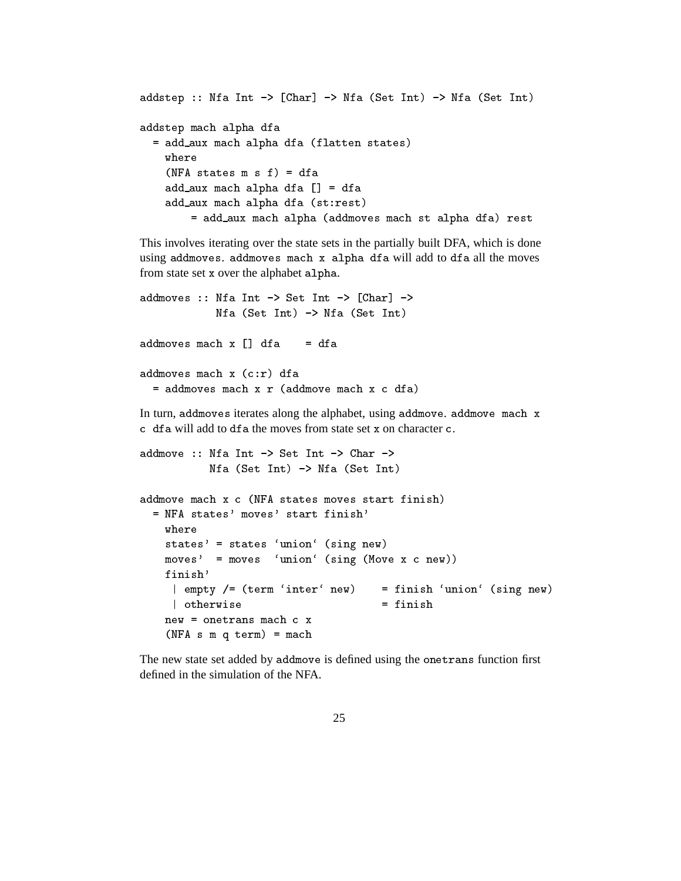```
addstep :: Nfa Int -> [Char] -> Nfa (Set Int) -> Nfa (Set Int)

addstep mach alpha dfa
  = add_aux mach alpha dfa (flatten states)
    where
    (NFA states m s f) = dfa
    add_aux mach alpha dfa [] = dfa
    add_aux mach alpha dfa (st:rest)
        = add_aux mach alpha (addmoves mach st alpha dfa) rest
```

This involves iterating over the state sets in the partially built DFA, which is done using `addmoves`. `addmoves mach x alpha dfa` will add to `dfa` all the moves from state set `x` over the alphabet `alpha`.

```
addmoves :: Nfa Int -> Set Int -> [Char] ->
            Nfa (Set Int) -> Nfa (Set Int)

addmoves mach x [] dfa    = dfa

addmoves mach x (c:r) dfa
  = addmoves mach x r (addmove mach x c dfa)
```

In turn, `addmoves` iterates along the alphabet, using `addmove`. `addmove mach x c dfa` will add to `dfa` the moves from state set `x` on character `c`.

```
addmove :: Nfa Int -> Set Int -> Char ->
           Nfa (Set Int) -> Nfa (Set Int)

addmove mach x c (NFA states moves start finish)
  = NFA states' moves' start finish'
    where
    states' = states `union` (sing new)
    moves'  = moves  `union` (sing (Move x c new))
    finish'
     | empty /= (term `inter` new)    = finish `union` (sing new)
     | otherwise                      = finish
    new = onetrans mach c x
    (NFA s m q term) = mach
```

The new state set added by `addmove` is defined using the `onetrans` function first defined in the simulation of the NFA.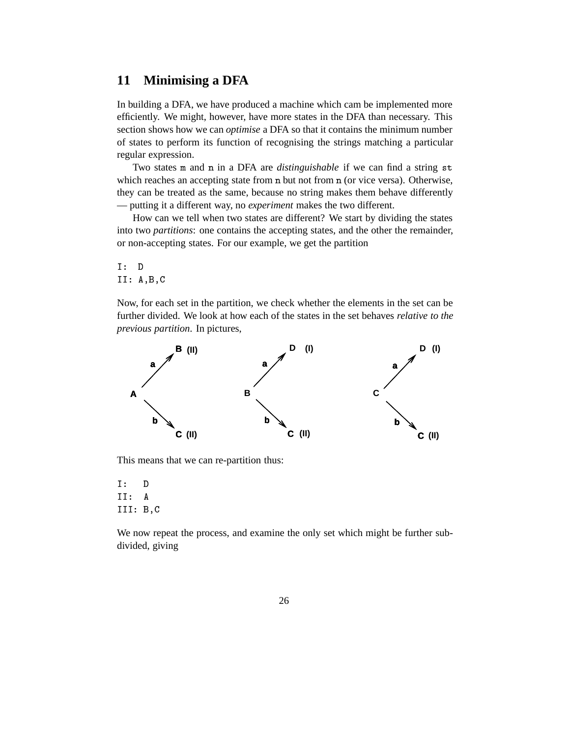## 11 Minimising a DFA

In building a DFA, we have produced a machine which cam be implemented more efficiently. We might, however, have more states in the DFA than necessary. This section shows how we can *optimise* a DFA so that it contains the minimum number of states to perform its function of recognising the strings matching a particular regular expression.

Two states m and n in a DFA are *distinguishable* if we can find a string st which reaches an accepting state from n but not from n (or vice versa). Otherwise, they can be treated as the same, because no string makes them behave differently — putting it a different way, no *experiment* makes the two different.

How can we tell when two states are different? We start by dividing the states into two *partitions*: one contains the accepting states, and the other the remainder, or non-accepting states. For our example, we get the partition

```
I:  D
II: A,B,C
```

Now, for each set in the partition, we check whether the elements in the set can be further divided. We look at how each of the states in the set behaves *relative to the previous partition*. In pictures,

```
A --a--> B (II)      B --a--> D (I)      C --a--> D (I)
A --b--> C (II)      B --b--> C (II)     C --b--> C (II)
```

This means that we can re-partition thus:

```
I:   D
II:  A
III: B,C
```

We now repeat the process, and examine the only set which might be further subdivided, giving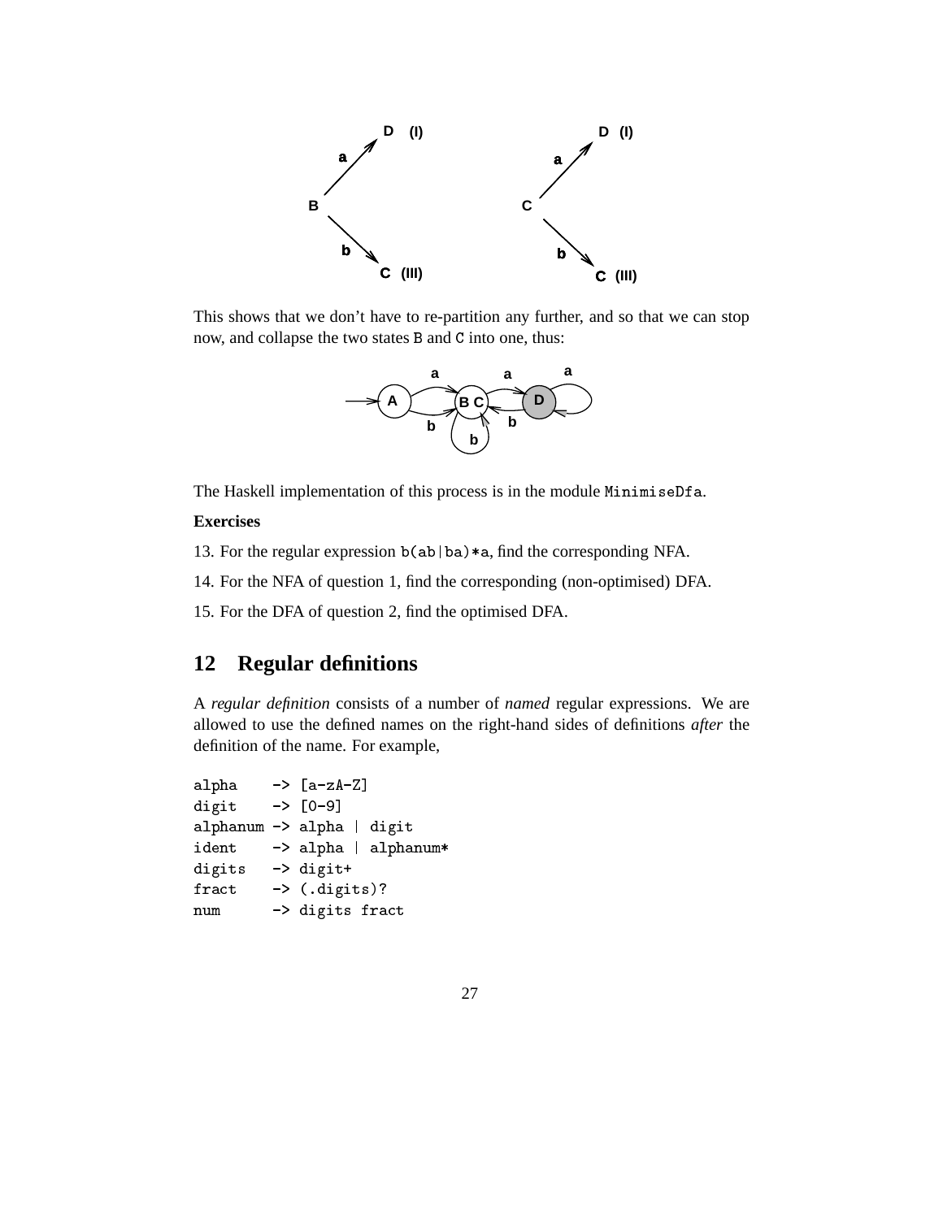This shows that we don't have to re-partition any further, and so that we can stop now, and collapse the two states B and C into one, thus:

The Haskell implementation of this process is in the module MinimiseDfa.

**Exercises**

13. For the regular expression b(ab|ba)*a, find the corresponding NFA.

14. For the NFA of question 1, find the corresponding (non-optimised) DFA.

15. For the DFA of question 2, find the optimised DFA.

## 12 Regular definitions

A *regular definition* consists of a number of *named* regular expressions. We are allowed to use the defined names on the right-hand sides of definitions *after* the definition of the name. For example,

```
alpha    -> [a-zA-Z]
digit    -> [0-9]
alphanum -> alpha | digit
ident    -> alpha | alphanum*
digits   -> digit+
fract    -> (.digits)?
num      -> digits fract
```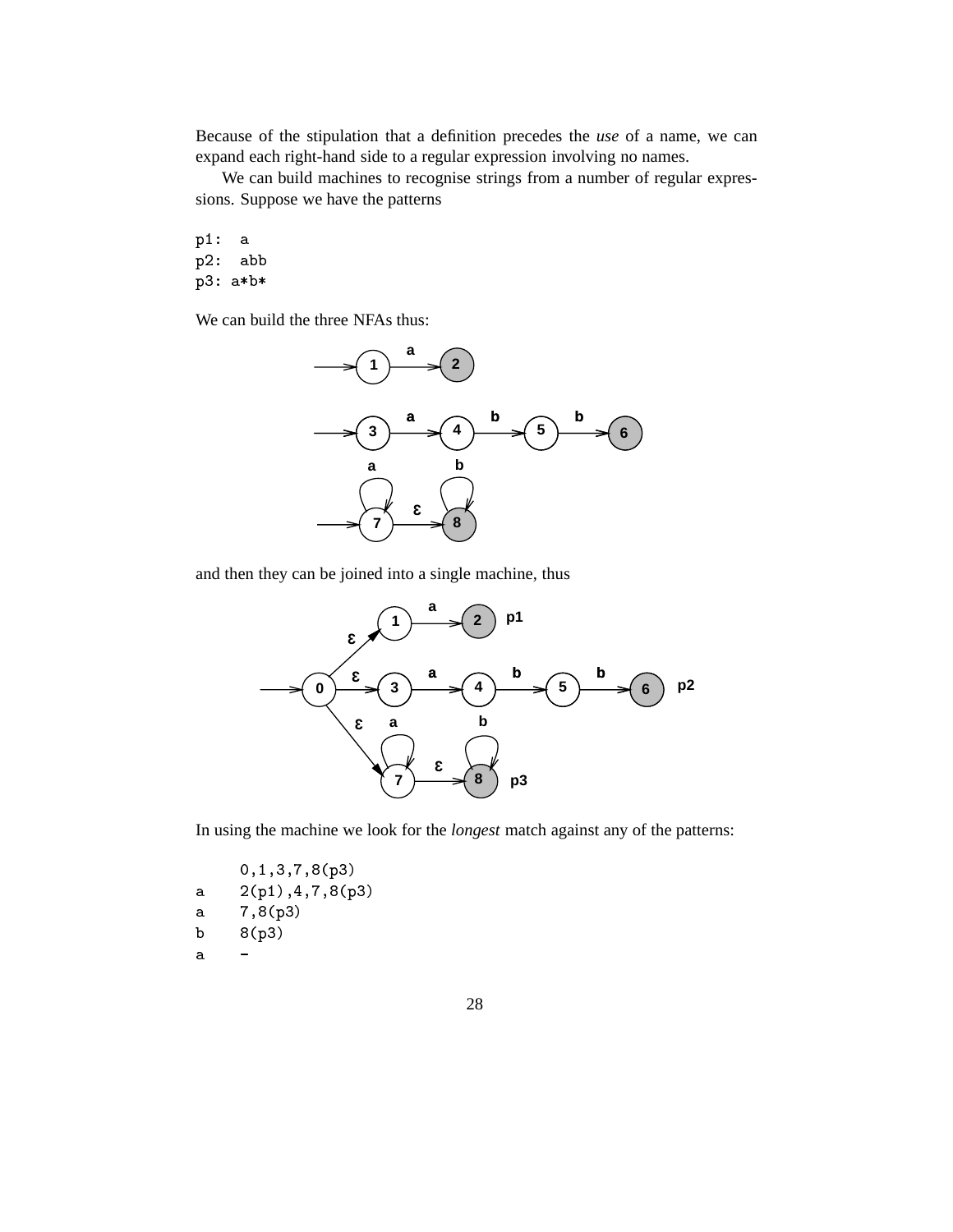Because of the stipulation that a definition precedes the *use* of a name, we can expand each right-hand side to a regular expression involving no names.

We can build machines to recognise strings from a number of regular expressions. Suppose we have the patterns

```
p1:  a
p2:  abb
p3: a*b*
```

We can build the three NFAs thus:

and then they can be joined into a single machine, thus

In using the machine we look for the *longest* match against any of the patterns:

```
     0,1,3,7,8(p3)
a    2(p1),4,7,8(p3)
a    7,8(p3)
b    8(p3)
a    -
```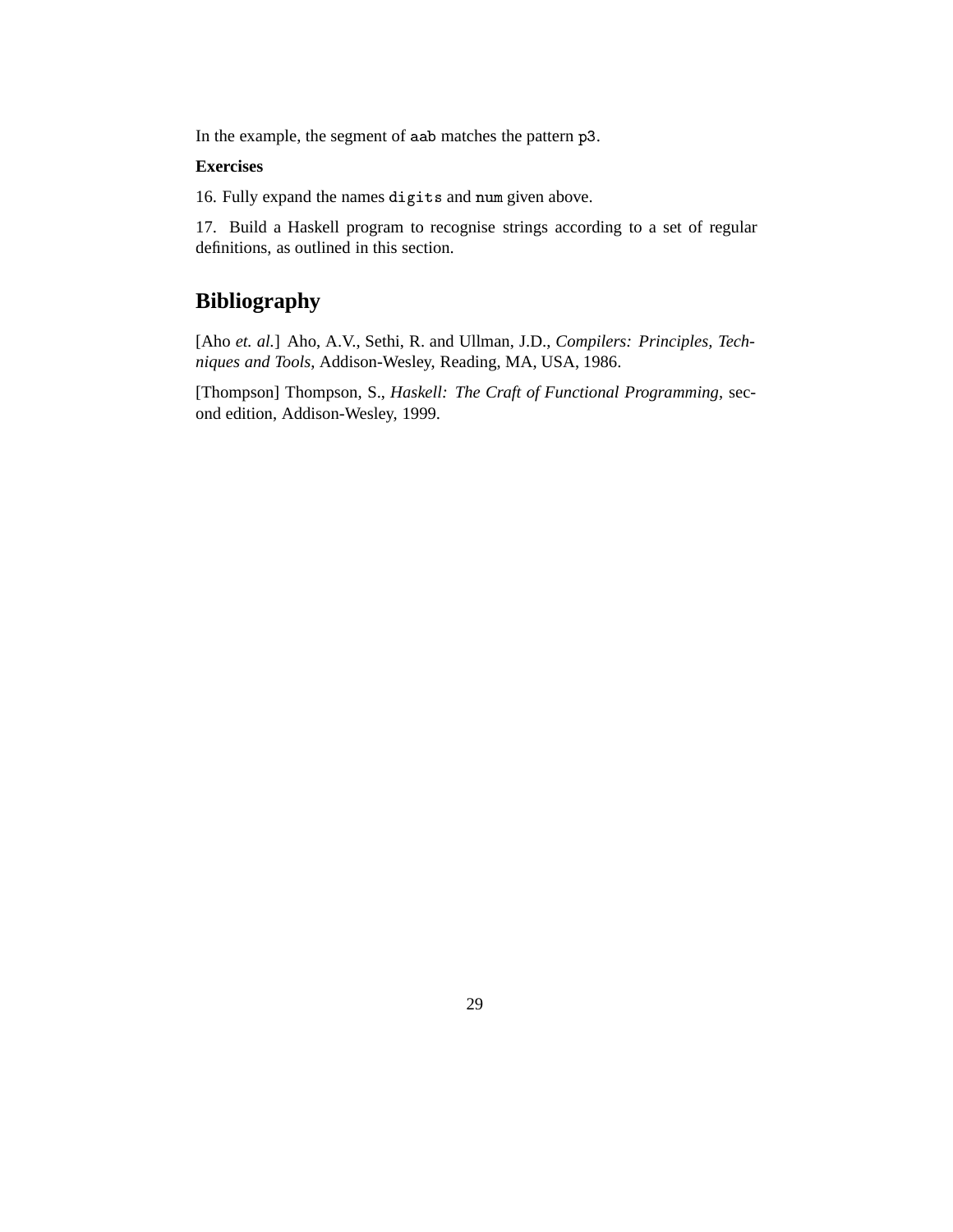In the example, the segment of `aab` matches the pattern `p3`.

**Exercises**

16. Fully expand the names `digits` and `num` given above.

17. Build a Haskell program to recognise strings according to a set of regular definitions, as outlined in this section.

## Bibliography

[Aho *et. al.*] Aho, A.V., Sethi, R. and Ullman, J.D., *Compilers: Principles, Techniques and Tools*, Addison-Wesley, Reading, MA, USA, 1986.

[Thompson] Thompson, S., *Haskell: The Craft of Functional Programming*, second edition, Addison-Wesley, 1999.